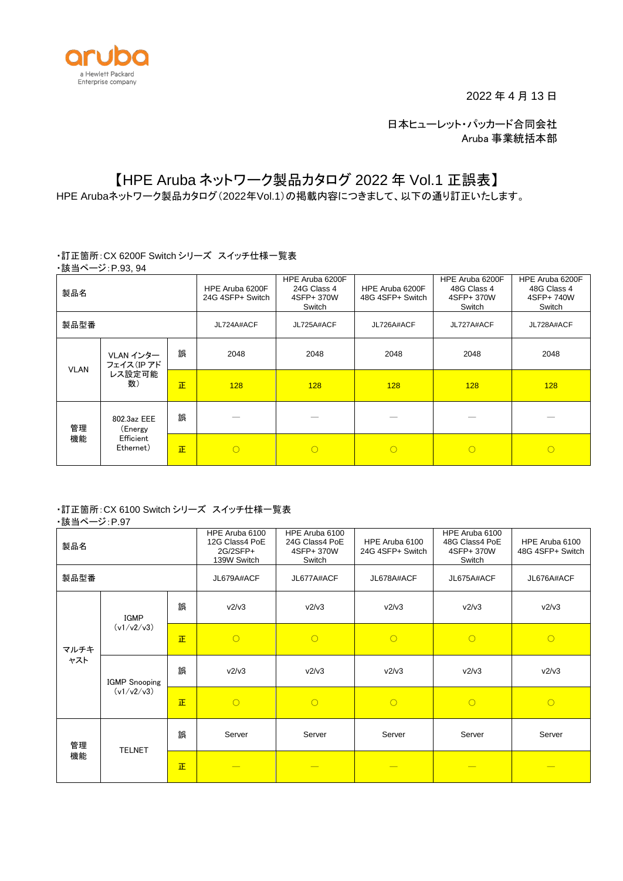aruba
a Hewlett Packard Enterprise company

2022 年 4 月 13 日

日本ヒューレット・パッカード合同会社
Aruba 事業統括本部

# 【HPE Aruba ネットワーク製品カタログ 2022 年 Vol.1 正誤表】

HPE Arubaネットワーク製品カタログ（2022年Vol.1）の掲載内容につきまして、以下の通り訂正いたします。

・訂正箇所：CX 6200F Switch シリーズ　スイッチ仕様一覧表
・該当ページ：P.93, 94

| 製品名 | | | HPE Aruba 6200F 24G 4SFP+ Switch | HPE Aruba 6200F 24G Class 4 4SFP+ 370W Switch | HPE Aruba 6200F 48G 4SFP+ Switch | HPE Aruba 6200F 48G Class 4 4SFP+ 370W Switch | HPE Aruba 6200F 48G Class 4 4SFP+ 740W Switch |
|---|---|---|---|---|---|---|---|
| 製品型番 | | | JL724A#ACF | JL725A#ACF | JL726A#ACF | JL727A#ACF | JL728A#ACF |
| VLAN | VLAN インターフェイス（IP アドレス設定可能数） | 誤 | 2048 | 2048 | 2048 | 2048 | 2048 |
| | | 正 | 128 | 128 | 128 | 128 | 128 |
| 管理機能 | 802.3az EEE（Energy Efficient Ethernet） | 誤 | — | — | — | — | — |
| | | 正 | ○ | ○ | ○ | ○ | ○ |

・訂正箇所：CX 6100 Switch シリーズ　スイッチ仕様一覧表
・該当ページ：P.97

| 製品名 | | | HPE Aruba 6100 12G Class4 PoE 2G/2SFP+ 139W Switch | HPE Aruba 6100 24G Class4 PoE 4SFP+ 370W Switch | HPE Aruba 6100 24G 4SFP+ Switch | HPE Aruba 6100 48G Class4 PoE 4SFP+ 370W Switch | HPE Aruba 6100 48G 4SFP+ Switch |
|---|---|---|---|---|---|---|---|
| 製品型番 | | | JL679A#ACF | JL677A#ACF | JL678A#ACF | JL675A#ACF | JL676A#ACF |
| マルチキャスト | IGMP（v1/v2/v3） | 誤 | v2/v3 | v2/v3 | v2/v3 | v2/v3 | v2/v3 |
| | | 正 | ○ | ○ | ○ | ○ | ○ |
| | IGMP Snooping（v1/v2/v3） | 誤 | v2/v3 | v2/v3 | v2/v3 | v2/v3 | v2/v3 |
| | | 正 | ○ | ○ | ○ | ○ | ○ |
| 管理機能 | TELNET | 誤 | Server | Server | Server | Server | Server |
| | | 正 | — | — | — | — | — |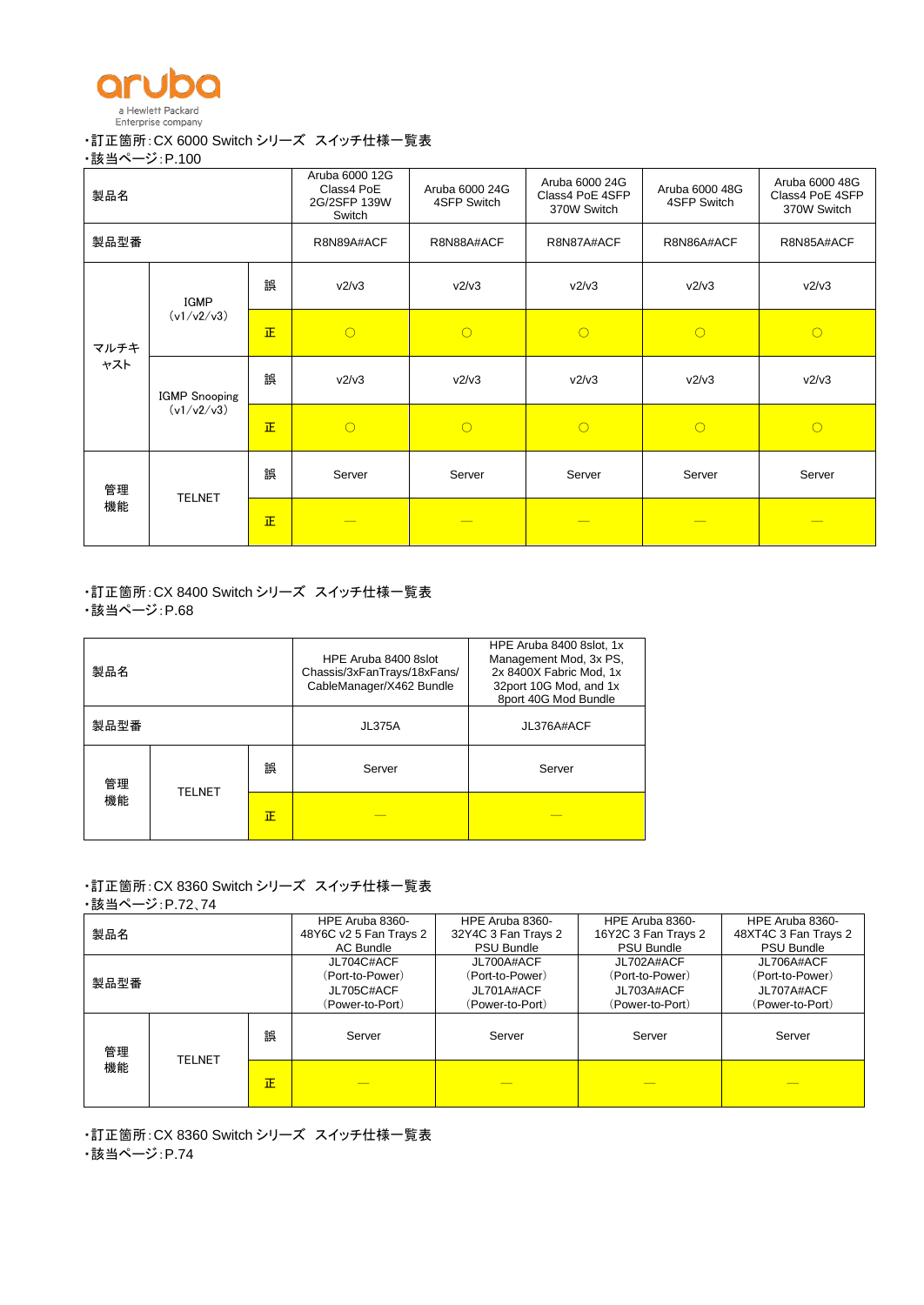・訂正箇所:CX 6000 Switch シリーズ　スイッチ仕様一覧表
・該当ページ:P.100

| 製品名 | | | Aruba 6000 12G Class4 PoE 2G/2SFP 139W Switch | Aruba 6000 24G 4SFP Switch | Aruba 6000 24G Class4 PoE 4SFP 370W Switch | Aruba 6000 48G 4SFP Switch | Aruba 6000 48G Class4 PoE 4SFP 370W Switch |
|---|---|---|---|---|---|---|---|
| 製品型番 | | | R8N89A#ACF | R8N88A#ACF | R8N87A#ACF | R8N86A#ACF | R8N85A#ACF |
| マルチキャスト | IGMP (v1/v2/v3) | 誤 | v2/v3 | v2/v3 | v2/v3 | v2/v3 | v2/v3 |
| | | 正 | ○ | ○ | ○ | ○ | ○ |
| | IGMP Snooping (v1/v2/v3) | 誤 | v2/v3 | v2/v3 | v2/v3 | v2/v3 | v2/v3 |
| | | 正 | ○ | ○ | ○ | ○ | ○ |
| 管理機能 | TELNET | 誤 | Server | Server | Server | Server | Server |
| | | 正 | ― | ― | ― | ― | ― |

・訂正箇所:CX 8400 Switch シリーズ　スイッチ仕様一覧表
・該当ページ:P.68

| 製品名 | | | HPE Aruba 8400 8slot Chassis/3xFanTrays/18xFans/ CableManager/X462 Bundle | HPE Aruba 8400 8slot, 1x Management Mod, 3x PS, 2x 8400X Fabric Mod, 1x 32port 10G Mod, and 1x 8port 40G Mod Bundle |
|---|---|---|---|---|
| 製品型番 | | | JL375A | JL376A#ACF |
| 管理機能 | TELNET | 誤 | Server | Server |
| | | 正 | ― | ― |

・訂正箇所:CX 8360 Switch シリーズ　スイッチ仕様一覧表
・該当ページ:P.72、74

| 製品名 | | | HPE Aruba 8360-48Y6C v2 5 Fan Trays 2 AC Bundle | HPE Aruba 8360-32Y4C 3 Fan Trays 2 PSU Bundle | HPE Aruba 8360-16Y2C 3 Fan Trays 2 PSU Bundle | HPE Aruba 8360-48XT4C 3 Fan Trays 2 PSU Bundle |
|---|---|---|---|---|---|---|
| 製品型番 | | | JL704C#ACF (Port-to-Power) JL705C#ACF (Power-to-Port) | JL700A#ACF (Port-to-Power) JL701A#ACF (Power-to-Port) | JL702A#ACF (Port-to-Power) JL703A#ACF (Power-to-Port) | JL706A#ACF (Port-to-Power) JL707A#ACF (Power-to-Port) |
| 管理機能 | TELNET | 誤 | Server | Server | Server | Server |
| | | 正 | ― | ― | ― | ― |

・訂正箇所:CX 8360 Switch シリーズ　スイッチ仕様一覧表
・該当ページ:P.74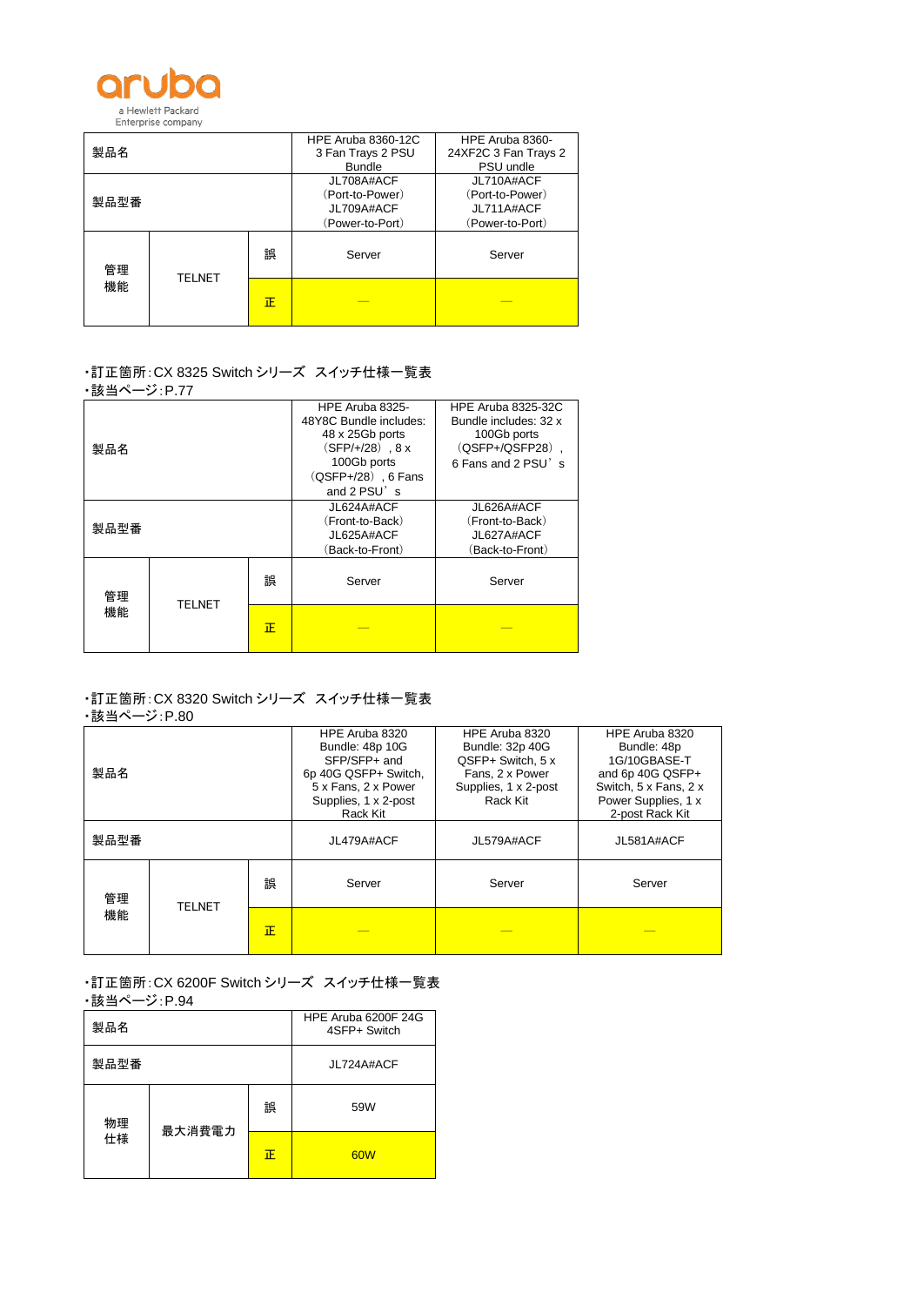aruba
a Hewlett Packard Enterprise company

| 製品名 | | | HPE Aruba 8360-12C 3 Fan Trays 2 PSU Bundle | HPE Aruba 8360-24XF2C 3 Fan Trays 2 PSU undle |
|---|---|---|---|---|
| 製品型番 | | | JL708A#ACF（Port-to-Power）JL709A#ACF（Power-to-Port） | JL710A#ACF（Port-to-Power）JL711A#ACF（Power-to-Port） |
| 管理機能 | TELNET | 誤 | Server | Server |
| | | 正 | — | — |

・訂正箇所：CX 8325 Switch シリーズ　スイッチ仕様一覧表
・該当ページ：P.77

| 製品名 | | | HPE Aruba 8325-48Y8C Bundle includes: 48 x 25Gb ports（SFP/+/28），8 x 100Gb ports（QSFP+/28），6 Fans and 2 PSU’s | HPE Aruba 8325-32C Bundle includes: 32 x 100Gb ports（QSFP+/QSFP28），6 Fans and 2 PSU’s |
|---|---|---|---|---|
| 製品型番 | | | JL624A#ACF（Front-to-Back）JL625A#ACF（Back-to-Front） | JL626A#ACF（Front-to-Back）JL627A#ACF（Back-to-Front） |
| 管理機能 | TELNET | 誤 | Server | Server |
| | | 正 | — | — |

・訂正箇所：CX 8320 Switch シリーズ　スイッチ仕様一覧表
・該当ページ：P.80

| 製品名 | | | HPE Aruba 8320 Bundle: 48p 10G SFP/SFP+ and 6p 40G QSFP+ Switch, 5 x Fans, 2 x Power Supplies, 1 x 2-post Rack Kit | HPE Aruba 8320 Bundle: 32p 40G QSFP+ Switch, 5 x Fans, 2 x Power Supplies, 1 x 2-post Rack Kit | HPE Aruba 8320 Bundle: 48p 1G/10GBASE-T and 6p 40G QSFP+ Switch, 5 x Fans, 2 x Power Supplies, 1 x 2-post Rack Kit |
|---|---|---|---|---|---|
| 製品型番 | | | JL479A#ACF | JL579A#ACF | JL581A#ACF |
| 管理機能 | TELNET | 誤 | Server | Server | Server |
| | | 正 | — | — | — |

・訂正箇所：CX 6200F Switch シリーズ　スイッチ仕様一覧表
・該当ページ：P.94

| 製品名 | | | HPE Aruba 6200F 24G 4SFP+ Switch |
|---|---|---|---|
| 製品型番 | | | JL724A#ACF |
| 物理仕様 | 最大消費電力 | 誤 | 59W |
| | | 正 | 60W |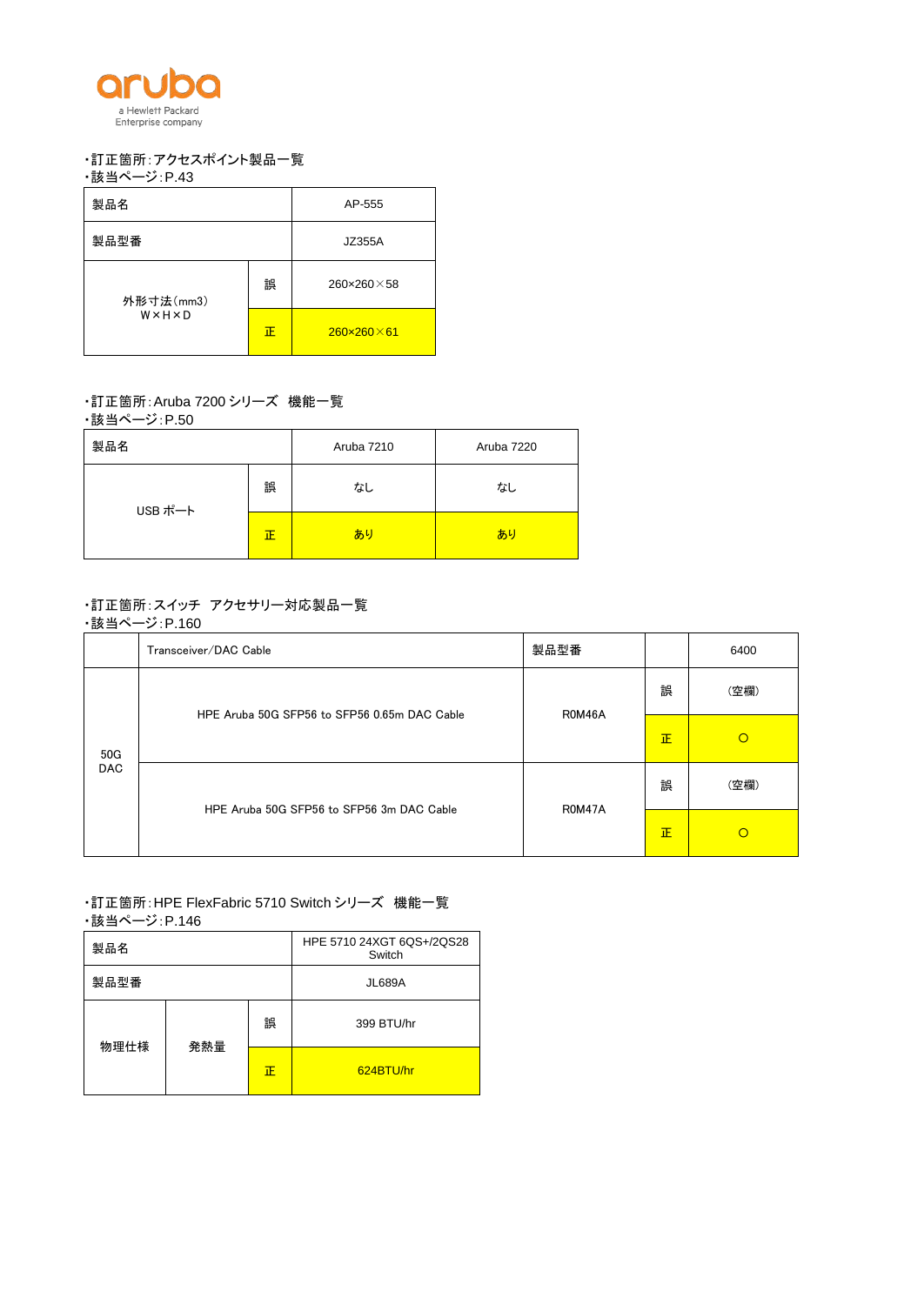aruba
a Hewlett Packard Enterprise company

・訂正箇所:アクセスポイント製品一覧
・該当ページ:P.43

| 製品名 | | AP-555 |
|---|---|---|
| 製品型番 | | JZ355A |
| 外形寸法(mm3) W×H×D | 誤 | 260×260×58 |
| | 正 | 260×260×61 |

・訂正箇所:Aruba 7200 シリーズ　機能一覧
・該当ページ:P.50

| 製品名 | | Aruba 7210 | Aruba 7220 |
|---|---|---|---|
| USB ポート | 誤 | なし | なし |
| | 正 | あり | あり |

・訂正箇所:スイッチ　アクセサリー対応製品一覧
・該当ページ:P.160

| | Transceiver/DAC Cable | 製品型番 | | 6400 |
|---|---|---|---|---|
| 50G DAC | HPE Aruba 50G SFP56 to SFP56 0.65m DAC Cable | R0M46A | 誤 | (空欄) |
| | | | 正 | ○ |
| | HPE Aruba 50G SFP56 to SFP56 3m DAC Cable | R0M47A | 誤 | (空欄) |
| | | | 正 | ○ |

・訂正箇所:HPE FlexFabric 5710 Switch シリーズ　機能一覧
・該当ページ:P.146

| 製品名 | | | HPE 5710 24XGT 6QS+/2QS28 Switch |
|---|---|---|---|
| 製品型番 | | | JL689A |
| 物理仕様 | 発熱量 | 誤 | 399 BTU/hr |
| | | 正 | 624BTU/hr |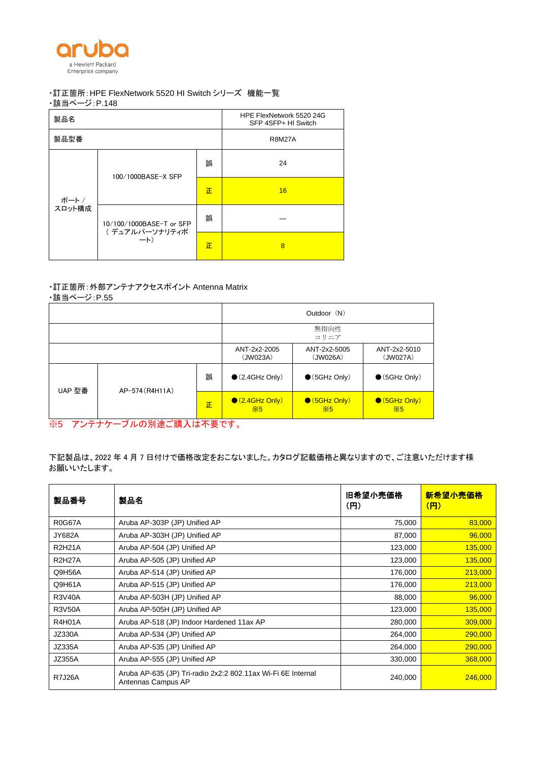aruba
a Hewlett Packard Enterprise company

・訂正箇所：HPE FlexNetwork 5520 HI Switch シリーズ　機能一覧
・該当ページ：P.148

| 製品名 | | | HPE FlexNetwork 5520 24G SFP 4SFP+ HI Switch |
|---|---|---|---|
| 製品型番 | | | R8M27A |
| ポート／スロット構成 | 100/1000BASE-X SFP | 誤 | 24 |
| | | 正 | 16 |
| | 10/100/1000BASE-T or SFP（デュアルパーソナリティポート） | 誤 | — |
| | | 正 | 8 |

・訂正箇所：外部アンテナアクセスポイント Antenna Matrix
・該当ページ：P.55

| | | | Outdoor（N） | | |
|---|---|---|---|---|---|
| | | | 無指向性 コリニア | | |
| | | | ANT-2x2-2005（JW023A） | ANT-2x2-5005（JW026A） | ANT-2x2-5010（JW027A） |
| UAP 型番 | AP-574（R4H11A） | 誤 | ●（2.4GHz Only） | ●（5GHz Only） | ●（5GHz Only） |
| | | 正 | ●（2.4GHz Only）※5 | ●（5GHz Only）※5 | ●（5GHz Only）※5 |

※5　アンテナケーブルの別途ご購入は不要です。

下記製品は、2022 年 4 月 7 日付けで価格改定をおこないました。カタログ記載価格と異なりますので、ご注意いただけます様お願いいたします。

| **製品番号** | **製品名** | **旧希望小売価格（円）** | **新希望小売価格（円）** |
|---|---|---|---|
| R0G67A | Aruba AP-303P (JP) Unified AP | 75,000 | 83,000 |
| JY682A | Aruba AP-303H (JP) Unified AP | 87,000 | 96,000 |
| R2H21A | Aruba AP-504 (JP) Unified AP | 123,000 | 135,000 |
| R2H27A | Aruba AP-505 (JP) Unified AP | 123,000 | 135,000 |
| Q9H56A | Aruba AP-514 (JP) Unified AP | 176,000 | 213,000 |
| Q9H61A | Aruba AP-515 (JP) Unified AP | 176,000 | 213,000 |
| R3V40A | Aruba AP-503H (JP) Unified AP | 88,000 | 96,000 |
| R3V50A | Aruba AP-505H (JP) Unified AP | 123,000 | 135,000 |
| R4H01A | Aruba AP-518 (JP) Indoor Hardened 11ax AP | 280,000 | 309,000 |
| JZ330A | Aruba AP-534 (JP) Unified AP | 264,000 | 290,000 |
| JZ335A | Aruba AP-535 (JP) Unified AP | 264,000 | 290,000 |
| JZ355A | Aruba AP-555 (JP) Unified AP | 330,000 | 368,000 |
| R7J26A | Aruba AP-635 (JP) Tri-radio 2x2:2 802.11ax Wi-Fi 6E Internal Antennas Campus AP | 240,000 | 246,000 |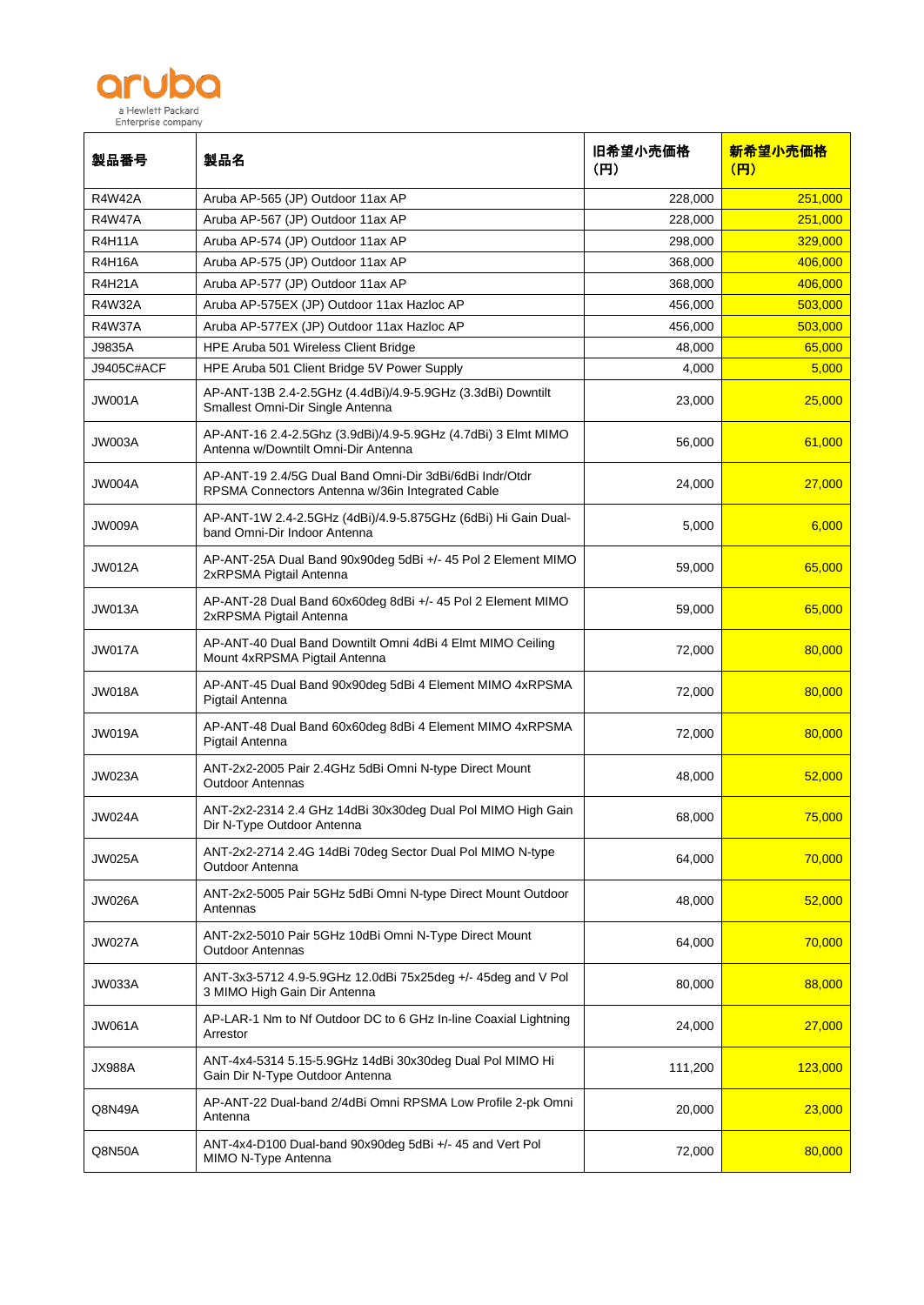| 製品番号 | 製品名 | 旧希望小売価格 (円) | 新希望小売価格 (円) |
|---|---|---|---|
| R4W42A | Aruba AP-565 (JP) Outdoor 11ax AP | 228,000 | 251,000 |
| R4W47A | Aruba AP-567 (JP) Outdoor 11ax AP | 228,000 | 251,000 |
| R4H11A | Aruba AP-574 (JP) Outdoor 11ax AP | 298,000 | 329,000 |
| R4H16A | Aruba AP-575 (JP) Outdoor 11ax AP | 368,000 | 406,000 |
| R4H21A | Aruba AP-577 (JP) Outdoor 11ax AP | 368,000 | 406,000 |
| R4W32A | Aruba AP-575EX (JP) Outdoor 11ax Hazloc AP | 456,000 | 503,000 |
| R4W37A | Aruba AP-577EX (JP) Outdoor 11ax Hazloc AP | 456,000 | 503,000 |
| J9835A | HPE Aruba 501 Wireless Client Bridge | 48,000 | 65,000 |
| J9405C#ACF | HPE Aruba 501 Client Bridge 5V Power Supply | 4,000 | 5,000 |
| JW001A | AP-ANT-13B 2.4-2.5GHz (4.4dBi)/4.9-5.9GHz (3.3dBi) Downtilt Smallest Omni-Dir Single Antenna | 23,000 | 25,000 |
| JW003A | AP-ANT-16 2.4-2.5Ghz (3.9dBi)/4.9-5.9GHz (4.7dBi) 3 Elmt MIMO Antenna w/Downtilt Omni-Dir Antenna | 56,000 | 61,000 |
| JW004A | AP-ANT-19 2.4/5G Dual Band Omni-Dir 3dBi/6dBi Indr/Otdr RPSMA Connectors Antenna w/36in Integrated Cable | 24,000 | 27,000 |
| JW009A | AP-ANT-1W 2.4-2.5GHz (4dBi)/4.9-5.875GHz (6dBi) Hi Gain Dual-band Omni-Dir Indoor Antenna | 5,000 | 6,000 |
| JW012A | AP-ANT-25A Dual Band 90x90deg 5dBi +/- 45 Pol 2 Element MIMO 2xRPSMA Pigtail Antenna | 59,000 | 65,000 |
| JW013A | AP-ANT-28 Dual Band 60x60deg 8dBi +/- 45 Pol 2 Element MIMO 2xRPSMA Pigtail Antenna | 59,000 | 65,000 |
| JW017A | AP-ANT-40 Dual Band Downtilt Omni 4dBi 4 Elmt MIMO Ceiling Mount 4xRPSMA Pigtail Antenna | 72,000 | 80,000 |
| JW018A | AP-ANT-45 Dual Band 90x90deg 5dBi 4 Element MIMO 4xRPSMA Pigtail Antenna | 72,000 | 80,000 |
| JW019A | AP-ANT-48 Dual Band 60x60deg 8dBi 4 Element MIMO 4xRPSMA Pigtail Antenna | 72,000 | 80,000 |
| JW023A | ANT-2x2-2005 Pair 2.4GHz 5dBi Omni N-type Direct Mount Outdoor Antennas | 48,000 | 52,000 |
| JW024A | ANT-2x2-2314 2.4 GHz 14dBi 30x30deg Dual Pol MIMO High Gain Dir N-Type Outdoor Antenna | 68,000 | 75,000 |
| JW025A | ANT-2x2-2714 2.4G 14dBi 70deg Sector Dual Pol MIMO N-type Outdoor Antenna | 64,000 | 70,000 |
| JW026A | ANT-2x2-5005 Pair 5GHz 5dBi Omni N-type Direct Mount Outdoor Antennas | 48,000 | 52,000 |
| JW027A | ANT-2x2-5010 Pair 5GHz 10dBi Omni N-Type Direct Mount Outdoor Antennas | 64,000 | 70,000 |
| JW033A | ANT-3x3-5712 4.9-5.9GHz 12.0dBi 75x25deg +/- 45deg and V Pol 3 MIMO High Gain Dir Antenna | 80,000 | 88,000 |
| JW061A | AP-LAR-1 Nm to Nf Outdoor DC to 6 GHz In-line Coaxial Lightning Arrestor | 24,000 | 27,000 |
| JX988A | ANT-4x4-5314 5.15-5.9GHz 14dBi 30x30deg Dual Pol MIMO Hi Gain Dir N-Type Outdoor Antenna | 111,200 | 123,000 |
| Q8N49A | AP-ANT-22 Dual-band 2/4dBi Omni RPSMA Low Profile 2-pk Omni Antenna | 20,000 | 23,000 |
| Q8N50A | ANT-4x4-D100 Dual-band 90x90deg 5dBi +/- 45 and Vert Pol MIMO N-Type Antenna | 72,000 | 80,000 |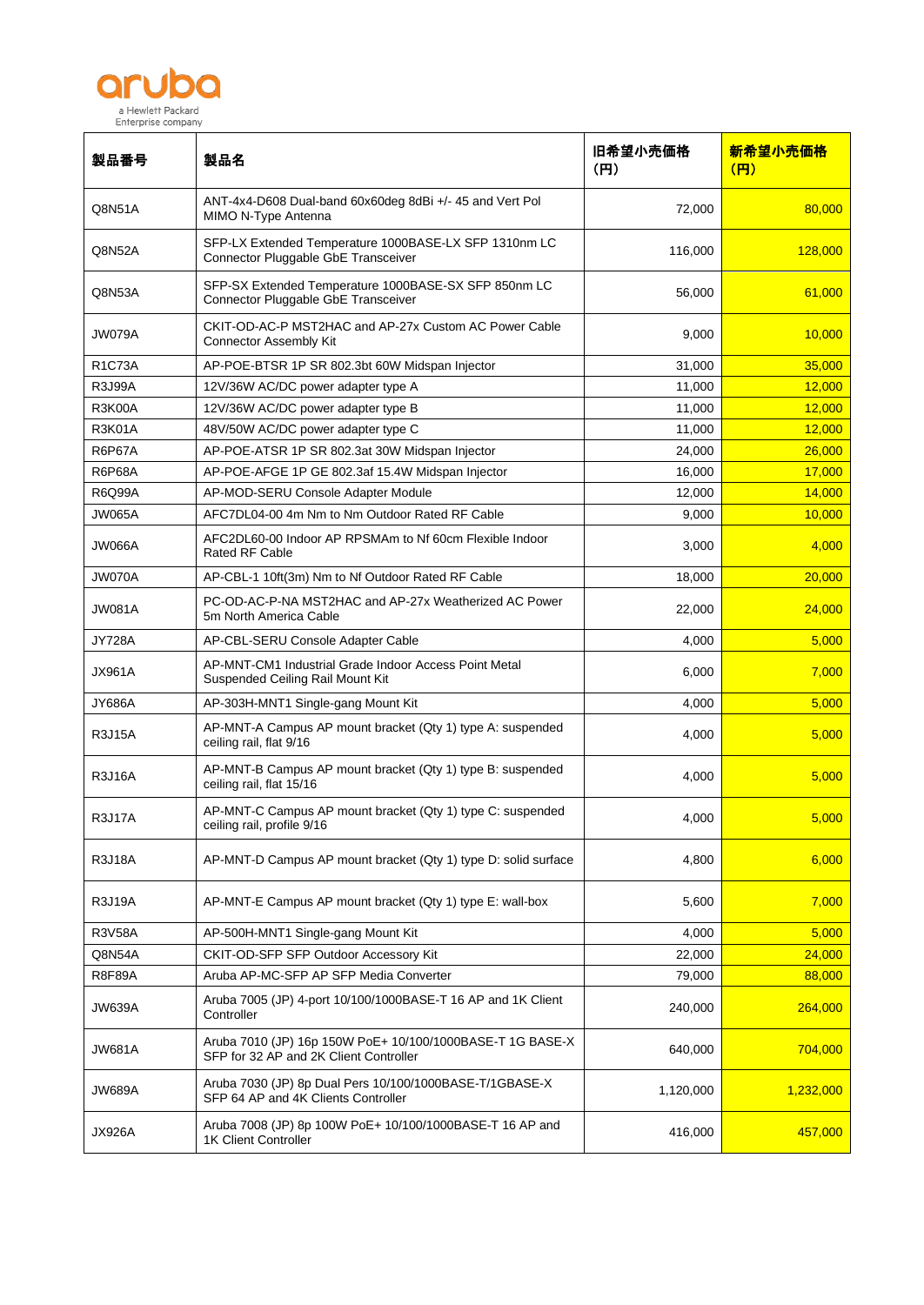| 製品番号 | 製品名 | 旧希望小売価格 (円) | 新希望小売価格 (円) |
|---|---|---|---|
| Q8N51A | ANT-4x4-D608 Dual-band 60x60deg 8dBi +/- 45 and Vert Pol MIMO N-Type Antenna | 72,000 | 80,000 |
| Q8N52A | SFP-LX Extended Temperature 1000BASE-LX SFP 1310nm LC Connector Pluggable GbE Transceiver | 116,000 | 128,000 |
| Q8N53A | SFP-SX Extended Temperature 1000BASE-SX SFP 850nm LC Connector Pluggable GbE Transceiver | 56,000 | 61,000 |
| JW079A | CKIT-OD-AC-P MST2HAC and AP-27x Custom AC Power Cable Connector Assembly Kit | 9,000 | 10,000 |
| R1C73A | AP-POE-BTSR 1P SR 802.3bt 60W Midspan Injector | 31,000 | 35,000 |
| R3J99A | 12V/36W AC/DC power adapter type A | 11,000 | 12,000 |
| R3K00A | 12V/36W AC/DC power adapter type B | 11,000 | 12,000 |
| R3K01A | 48V/50W AC/DC power adapter type C | 11,000 | 12,000 |
| R6P67A | AP-POE-ATSR 1P SR 802.3at 30W Midspan Injector | 24,000 | 26,000 |
| R6P68A | AP-POE-AFGE 1P GE 802.3af 15.4W Midspan Injector | 16,000 | 17,000 |
| R6Q99A | AP-MOD-SERU Console Adapter Module | 12,000 | 14,000 |
| JW065A | AFC7DL04-00 4m Nm to Nm Outdoor Rated RF Cable | 9,000 | 10,000 |
| JW066A | AFC2DL60-00 Indoor AP RPSMAm to Nf 60cm Flexible Indoor Rated RF Cable | 3,000 | 4,000 |
| JW070A | AP-CBL-1 10ft(3m) Nm to Nf Outdoor Rated RF Cable | 18,000 | 20,000 |
| JW081A | PC-OD-AC-P-NA MST2HAC and AP-27x Weatherized AC Power 5m North America Cable | 22,000 | 24,000 |
| JY728A | AP-CBL-SERU Console Adapter Cable | 4,000 | 5,000 |
| JX961A | AP-MNT-CM1 Industrial Grade Indoor Access Point Metal Suspended Ceiling Rail Mount Kit | 6,000 | 7,000 |
| JY686A | AP-303H-MNT1 Single-gang Mount Kit | 4,000 | 5,000 |
| R3J15A | AP-MNT-A Campus AP mount bracket (Qty 1) type A: suspended ceiling rail, flat 9/16 | 4,000 | 5,000 |
| R3J16A | AP-MNT-B Campus AP mount bracket (Qty 1) type B: suspended ceiling rail, flat 15/16 | 4,000 | 5,000 |
| R3J17A | AP-MNT-C Campus AP mount bracket (Qty 1) type C: suspended ceiling rail, profile 9/16 | 4,000 | 5,000 |
| R3J18A | AP-MNT-D Campus AP mount bracket (Qty 1) type D: solid surface | 4,800 | 6,000 |
| R3J19A | AP-MNT-E Campus AP mount bracket (Qty 1) type E: wall-box | 5,600 | 7,000 |
| R3V58A | AP-500H-MNT1 Single-gang Mount Kit | 4,000 | 5,000 |
| Q8N54A | CKIT-OD-SFP SFP Outdoor Accessory Kit | 22,000 | 24,000 |
| R8F89A | Aruba AP-MC-SFP AP SFP Media Converter | 79,000 | 88,000 |
| JW639A | Aruba 7005 (JP) 4-port 10/100/1000BASE-T 16 AP and 1K Client Controller | 240,000 | 264,000 |
| JW681A | Aruba 7010 (JP) 16p 150W PoE+ 10/100/1000BASE-T 1G BASE-X SFP for 32 AP and 2K Client Controller | 640,000 | 704,000 |
| JW689A | Aruba 7030 (JP) 8p Dual Pers 10/100/1000BASE-T/1GBASE-X SFP 64 AP and 4K Clients Controller | 1,120,000 | 1,232,000 |
| JX926A | Aruba 7008 (JP) 8p 100W PoE+ 10/100/1000BASE-T 16 AP and 1K Client Controller | 416,000 | 457,000 |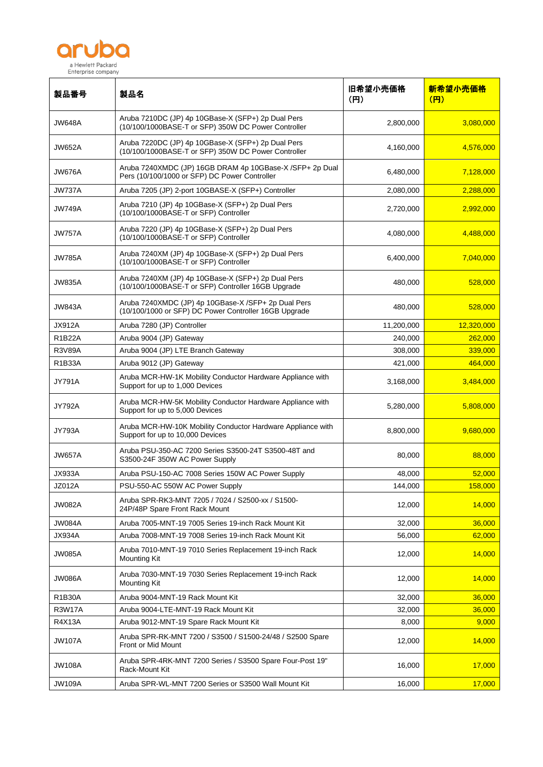| 製品番号 | 製品名 | 旧希望小売価格 (円) | 新希望小売価格 (円) |
|---|---|---|---|
| JW648A | Aruba 7210DC (JP) 4p 10GBase-X (SFP+) 2p Dual Pers (10/100/1000BASE-T or SFP) 350W DC Power Controller | 2,800,000 | 3,080,000 |
| JW652A | Aruba 7220DC (JP) 4p 10GBase-X (SFP+) 2p Dual Pers (10/100/1000BASE-T or SFP) 350W DC Power Controller | 4,160,000 | 4,576,000 |
| JW676A | Aruba 7240XMDC (JP) 16GB DRAM 4p 10GBase-X /SFP+ 2p Dual Pers (10/100/1000 or SFP) DC Power Controller | 6,480,000 | 7,128,000 |
| JW737A | Aruba 7205 (JP) 2-port 10GBASE-X (SFP+) Controller | 2,080,000 | 2,288,000 |
| JW749A | Aruba 7210 (JP) 4p 10GBase-X (SFP+) 2p Dual Pers (10/100/1000BASE-T or SFP) Controller | 2,720,000 | 2,992,000 |
| JW757A | Aruba 7220 (JP) 4p 10GBase-X (SFP+) 2p Dual Pers (10/100/1000BASE-T or SFP) Controller | 4,080,000 | 4,488,000 |
| JW785A | Aruba 7240XM (JP) 4p 10GBase-X (SFP+) 2p Dual Pers (10/100/1000BASE-T or SFP) Controller | 6,400,000 | 7,040,000 |
| JW835A | Aruba 7240XM (JP) 4p 10GBase-X (SFP+) 2p Dual Pers (10/100/1000BASE-T or SFP) Controller 16GB Upgrade | 480,000 | 528,000 |
| JW843A | Aruba 7240XMDC (JP) 4p 10GBase-X /SFP+ 2p Dual Pers (10/100/1000 or SFP) DC Power Controller 16GB Upgrade | 480,000 | 528,000 |
| JX912A | Aruba 7280 (JP) Controller | 11,200,000 | 12,320,000 |
| R1B22A | Aruba 9004 (JP) Gateway | 240,000 | 262,000 |
| R3V89A | Aruba 9004 (JP) LTE Branch Gateway | 308,000 | 339,000 |
| R1B33A | Aruba 9012 (JP) Gateway | 421,000 | 464,000 |
| JY791A | Aruba MCR-HW-1K Mobility Conductor Hardware Appliance with Support for up to 1,000 Devices | 3,168,000 | 3,484,000 |
| JY792A | Aruba MCR-HW-5K Mobility Conductor Hardware Appliance with Support for up to 5,000 Devices | 5,280,000 | 5,808,000 |
| JY793A | Aruba MCR-HW-10K Mobility Conductor Hardware Appliance with Support for up to 10,000 Devices | 8,800,000 | 9,680,000 |
| JW657A | Aruba PSU-350-AC 7200 Series S3500-24T S3500-48T and S3500-24F 350W AC Power Supply | 80,000 | 88,000 |
| JX933A | Aruba PSU-150-AC 7008 Series 150W AC Power Supply | 48,000 | 52,000 |
| JZ012A | PSU-550-AC 550W AC Power Supply | 144,000 | 158,000 |
| JW082A | Aruba SPR-RK3-MNT 7205 / 7024 / S2500-xx / S1500-24P/48P Spare Front Rack Mount | 12,000 | 14,000 |
| JW084A | Aruba 7005-MNT-19 7005 Series 19-inch Rack Mount Kit | 32,000 | 36,000 |
| JX934A | Aruba 7008-MNT-19 7008 Series 19-inch Rack Mount Kit | 56,000 | 62,000 |
| JW085A | Aruba 7010-MNT-19 7010 Series Replacement 19-inch Rack Mounting Kit | 12,000 | 14,000 |
| JW086A | Aruba 7030-MNT-19 7030 Series Replacement 19-inch Rack Mounting Kit | 12,000 | 14,000 |
| R1B30A | Aruba 9004-MNT-19 Rack Mount Kit | 32,000 | 36,000 |
| R3W17A | Aruba 9004-LTE-MNT-19 Rack Mount Kit | 32,000 | 36,000 |
| R4X13A | Aruba 9012-MNT-19 Spare Rack Mount Kit | 8,000 | 9,000 |
| JW107A | Aruba SPR-RK-MNT 7200 / S3500 / S1500-24/48 / S2500 Spare Front or Mid Mount | 12,000 | 14,000 |
| JW108A | Aruba SPR-4RK-MNT 7200 Series / S3500 Spare Four-Post 19" Rack-Mount Kit | 16,000 | 17,000 |
| JW109A | Aruba SPR-WL-MNT 7200 Series or S3500 Wall Mount Kit | 16,000 | 17,000 |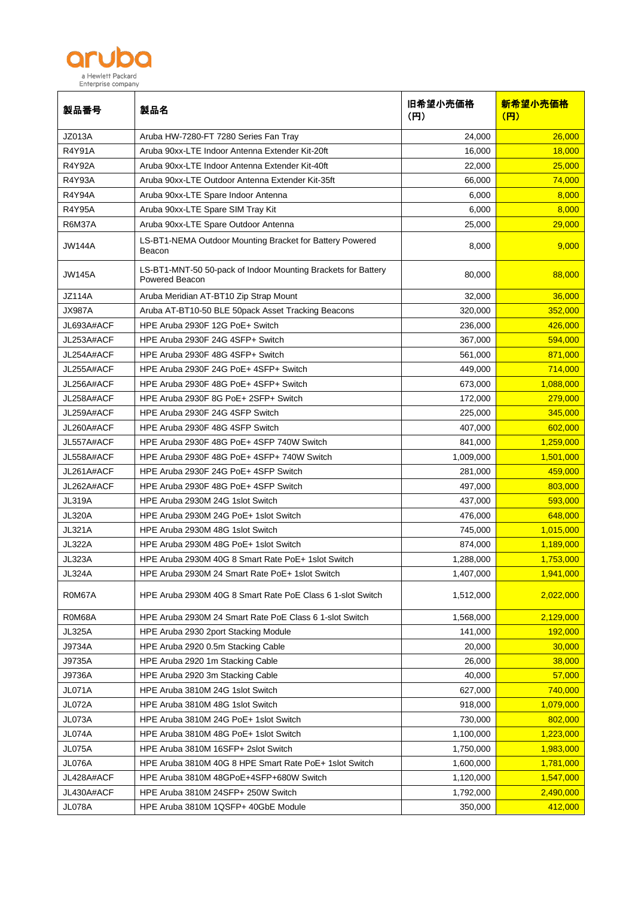| 製品番号 | 製品名 | 旧希望小売価格 (円) | 新希望小売価格 (円) |
|---|---|---|---|
| JZ013A | Aruba HW-7280-FT 7280 Series Fan Tray | 24,000 | 26,000 |
| R4Y91A | Aruba 90xx-LTE Indoor Antenna Extender Kit-20ft | 16,000 | 18,000 |
| R4Y92A | Aruba 90xx-LTE Indoor Antenna Extender Kit-40ft | 22,000 | 25,000 |
| R4Y93A | Aruba 90xx-LTE Outdoor Antenna Extender Kit-35ft | 66,000 | 74,000 |
| R4Y94A | Aruba 90xx-LTE Spare Indoor Antenna | 6,000 | 8,000 |
| R4Y95A | Aruba 90xx-LTE Spare SIM Tray Kit | 6,000 | 8,000 |
| R6M37A | Aruba 90xx-LTE Spare Outdoor Antenna | 25,000 | 29,000 |
| JW144A | LS-BT1-NEMA Outdoor Mounting Bracket for Battery Powered Beacon | 8,000 | 9,000 |
| JW145A | LS-BT1-MNT-50 50-pack of Indoor Mounting Brackets for Battery Powered Beacon | 80,000 | 88,000 |
| JZ114A | Aruba Meridian AT-BT10 Zip Strap Mount | 32,000 | 36,000 |
| JX987A | Aruba AT-BT10-50 BLE 50pack Asset Tracking Beacons | 320,000 | 352,000 |
| JL693A#ACF | HPE Aruba 2930F 12G PoE+ Switch | 236,000 | 426,000 |
| JL253A#ACF | HPE Aruba 2930F 24G 4SFP+ Switch | 367,000 | 594,000 |
| JL254A#ACF | HPE Aruba 2930F 48G 4SFP+ Switch | 561,000 | 871,000 |
| JL255A#ACF | HPE Aruba 2930F 24G PoE+ 4SFP+ Switch | 449,000 | 714,000 |
| JL256A#ACF | HPE Aruba 2930F 48G PoE+ 4SFP+ Switch | 673,000 | 1,088,000 |
| JL258A#ACF | HPE Aruba 2930F 8G PoE+ 2SFP+ Switch | 172,000 | 279,000 |
| JL259A#ACF | HPE Aruba 2930F 24G 4SFP Switch | 225,000 | 345,000 |
| JL260A#ACF | HPE Aruba 2930F 48G 4SFP Switch | 407,000 | 602,000 |
| JL557A#ACF | HPE Aruba 2930F 48G PoE+ 4SFP 740W Switch | 841,000 | 1,259,000 |
| JL558A#ACF | HPE Aruba 2930F 48G PoE+ 4SFP+ 740W Switch | 1,009,000 | 1,501,000 |
| JL261A#ACF | HPE Aruba 2930F 24G PoE+ 4SFP Switch | 281,000 | 459,000 |
| JL262A#ACF | HPE Aruba 2930F 48G PoE+ 4SFP Switch | 497,000 | 803,000 |
| JL319A | HPE Aruba 2930M 24G 1slot Switch | 437,000 | 593,000 |
| JL320A | HPE Aruba 2930M 24G PoE+ 1slot Switch | 476,000 | 648,000 |
| JL321A | HPE Aruba 2930M 48G 1slot Switch | 745,000 | 1,015,000 |
| JL322A | HPE Aruba 2930M 48G PoE+ 1slot Switch | 874,000 | 1,189,000 |
| JL323A | HPE Aruba 2930M 40G 8 Smart Rate PoE+ 1slot Switch | 1,288,000 | 1,753,000 |
| JL324A | HPE Aruba 2930M 24 Smart Rate PoE+ 1slot Switch | 1,407,000 | 1,941,000 |
| R0M67A | HPE Aruba 2930M 40G 8 Smart Rate PoE Class 6 1-slot Switch | 1,512,000 | 2,022,000 |
| R0M68A | HPE Aruba 2930M 24 Smart Rate PoE Class 6 1-slot Switch | 1,568,000 | 2,129,000 |
| JL325A | HPE Aruba 2930 2port Stacking Module | 141,000 | 192,000 |
| J9734A | HPE Aruba 2920 0.5m Stacking Cable | 20,000 | 30,000 |
| J9735A | HPE Aruba 2920 1m Stacking Cable | 26,000 | 38,000 |
| J9736A | HPE Aruba 2920 3m Stacking Cable | 40,000 | 57,000 |
| JL071A | HPE Aruba 3810M 24G 1slot Switch | 627,000 | 740,000 |
| JL072A | HPE Aruba 3810M 48G 1slot Switch | 918,000 | 1,079,000 |
| JL073A | HPE Aruba 3810M 24G PoE+ 1slot Switch | 730,000 | 802,000 |
| JL074A | HPE Aruba 3810M 48G PoE+ 1slot Switch | 1,100,000 | 1,223,000 |
| JL075A | HPE Aruba 3810M 16SFP+ 2slot Switch | 1,750,000 | 1,983,000 |
| JL076A | HPE Aruba 3810M 40G 8 HPE Smart Rate PoE+ 1slot Switch | 1,600,000 | 1,781,000 |
| JL428A#ACF | HPE Aruba 3810M 48GPoE+4SFP+680W Switch | 1,120,000 | 1,547,000 |
| JL430A#ACF | HPE Aruba 3810M 24SFP+ 250W Switch | 1,792,000 | 2,490,000 |
| JL078A | HPE Aruba 3810M 1QSFP+ 40GbE Module | 350,000 | 412,000 |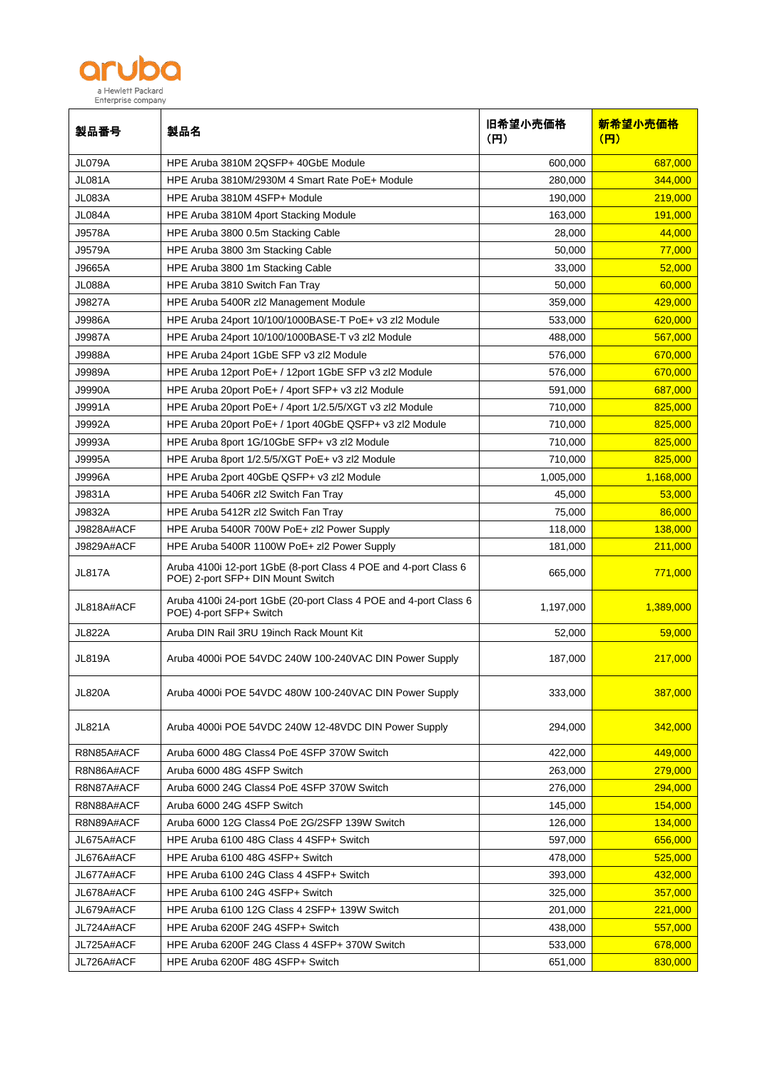| 製品番号 | 製品名 | 旧希望小売価格（円） | 新希望小売価格（円） |
|---|---|---|---|
| JL079A | HPE Aruba 3810M 2QSFP+ 40GbE Module | 600,000 | 687,000 |
| JL081A | HPE Aruba 3810M/2930M 4 Smart Rate PoE+ Module | 280,000 | 344,000 |
| JL083A | HPE Aruba 3810M 4SFP+ Module | 190,000 | 219,000 |
| JL084A | HPE Aruba 3810M 4port Stacking Module | 163,000 | 191,000 |
| J9578A | HPE Aruba 3800 0.5m Stacking Cable | 28,000 | 44,000 |
| J9579A | HPE Aruba 3800 3m Stacking Cable | 50,000 | 77,000 |
| J9665A | HPE Aruba 3800 1m Stacking Cable | 33,000 | 52,000 |
| JL088A | HPE Aruba 3810 Switch Fan Tray | 50,000 | 60,000 |
| J9827A | HPE Aruba 5400R zl2 Management Module | 359,000 | 429,000 |
| J9986A | HPE Aruba 24port 10/100/1000BASE-T PoE+ v3 zl2 Module | 533,000 | 620,000 |
| J9987A | HPE Aruba 24port 10/100/1000BASE-T v3 zl2 Module | 488,000 | 567,000 |
| J9988A | HPE Aruba 24port 1GbE SFP v3 zl2 Module | 576,000 | 670,000 |
| J9989A | HPE Aruba 12port PoE+ / 12port 1GbE SFP v3 zl2 Module | 576,000 | 670,000 |
| J9990A | HPE Aruba 20port PoE+ / 4port SFP+ v3 zl2 Module | 591,000 | 687,000 |
| J9991A | HPE Aruba 20port PoE+ / 4port 1/2.5/5/XGT v3 zl2 Module | 710,000 | 825,000 |
| J9992A | HPE Aruba 20port PoE+ / 1port 40GbE QSFP+ v3 zl2 Module | 710,000 | 825,000 |
| J9993A | HPE Aruba 8port 1G/10GbE SFP+ v3 zl2 Module | 710,000 | 825,000 |
| J9995A | HPE Aruba 8port 1/2.5/5/XGT PoE+ v3 zl2 Module | 710,000 | 825,000 |
| J9996A | HPE Aruba 2port 40GbE QSFP+ v3 zl2 Module | 1,005,000 | 1,168,000 |
| J9831A | HPE Aruba 5406R zl2 Switch Fan Tray | 45,000 | 53,000 |
| J9832A | HPE Aruba 5412R zl2 Switch Fan Tray | 75,000 | 86,000 |
| J9828A#ACF | HPE Aruba 5400R 700W PoE+ zl2 Power Supply | 118,000 | 138,000 |
| J9829A#ACF | HPE Aruba 5400R 1100W PoE+ zl2 Power Supply | 181,000 | 211,000 |
| JL817A | Aruba 4100i 12-port 1GbE (8-port Class 4 POE and 4-port Class 6 POE) 2-port SFP+ DIN Mount Switch | 665,000 | 771,000 |
| JL818A#ACF | Aruba 4100i 24-port 1GbE (20-port Class 4 POE and 4-port Class 6 POE) 4-port SFP+ Switch | 1,197,000 | 1,389,000 |
| JL822A | Aruba DIN Rail 3RU 19inch Rack Mount Kit | 52,000 | 59,000 |
| JL819A | Aruba 4000i POE 54VDC 240W 100-240VAC DIN Power Supply | 187,000 | 217,000 |
| JL820A | Aruba 4000i POE 54VDC 480W 100-240VAC DIN Power Supply | 333,000 | 387,000 |
| JL821A | Aruba 4000i POE 54VDC 240W 12-48VDC DIN Power Supply | 294,000 | 342,000 |
| R8N85A#ACF | Aruba 6000 48G Class4 PoE 4SFP 370W Switch | 422,000 | 449,000 |
| R8N86A#ACF | Aruba 6000 48G 4SFP Switch | 263,000 | 279,000 |
| R8N87A#ACF | Aruba 6000 24G Class4 PoE 4SFP 370W Switch | 276,000 | 294,000 |
| R8N88A#ACF | Aruba 6000 24G 4SFP Switch | 145,000 | 154,000 |
| R8N89A#ACF | Aruba 6000 12G Class4 PoE 2G/2SFP 139W Switch | 126,000 | 134,000 |
| JL675A#ACF | HPE Aruba 6100 48G Class 4 4SFP+ Switch | 597,000 | 656,000 |
| JL676A#ACF | HPE Aruba 6100 48G 4SFP+ Switch | 478,000 | 525,000 |
| JL677A#ACF | HPE Aruba 6100 24G Class 4 4SFP+ Switch | 393,000 | 432,000 |
| JL678A#ACF | HPE Aruba 6100 24G 4SFP+ Switch | 325,000 | 357,000 |
| JL679A#ACF | HPE Aruba 6100 12G Class 4 2SFP+ 139W Switch | 201,000 | 221,000 |
| JL724A#ACF | HPE Aruba 6200F 24G 4SFP+ Switch | 438,000 | 557,000 |
| JL725A#ACF | HPE Aruba 6200F 24G Class 4 4SFP+ 370W Switch | 533,000 | 678,000 |
| JL726A#ACF | HPE Aruba 6200F 48G 4SFP+ Switch | 651,000 | 830,000 |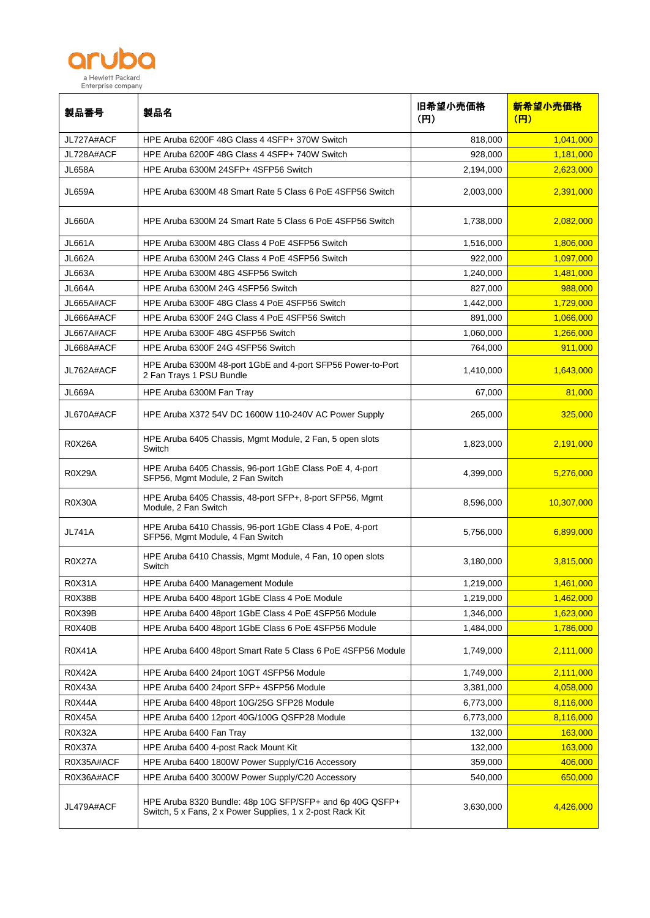| 製品番号 | 製品名 | 旧希望小売価格 (円) | 新希望小売価格 (円) |
|---|---|---|---|
| JL727A#ACF | HPE Aruba 6200F 48G Class 4 4SFP+ 370W Switch | 818,000 | 1,041,000 |
| JL728A#ACF | HPE Aruba 6200F 48G Class 4 4SFP+ 740W Switch | 928,000 | 1,181,000 |
| JL658A | HPE Aruba 6300M 24SFP+ 4SFP56 Switch | 2,194,000 | 2,623,000 |
| JL659A | HPE Aruba 6300M 48 Smart Rate 5 Class 6 PoE 4SFP56 Switch | 2,003,000 | 2,391,000 |
| JL660A | HPE Aruba 6300M 24 Smart Rate 5 Class 6 PoE 4SFP56 Switch | 1,738,000 | 2,082,000 |
| JL661A | HPE Aruba 6300M 48G Class 4 PoE 4SFP56 Switch | 1,516,000 | 1,806,000 |
| JL662A | HPE Aruba 6300M 24G Class 4 PoE 4SFP56 Switch | 922,000 | 1,097,000 |
| JL663A | HPE Aruba 6300M 48G 4SFP56 Switch | 1,240,000 | 1,481,000 |
| JL664A | HPE Aruba 6300M 24G 4SFP56 Switch | 827,000 | 988,000 |
| JL665A#ACF | HPE Aruba 6300F 48G Class 4 PoE 4SFP56 Switch | 1,442,000 | 1,729,000 |
| JL666A#ACF | HPE Aruba 6300F 24G Class 4 PoE 4SFP56 Switch | 891,000 | 1,066,000 |
| JL667A#ACF | HPE Aruba 6300F 48G 4SFP56 Switch | 1,060,000 | 1,266,000 |
| JL668A#ACF | HPE Aruba 6300F 24G 4SFP56 Switch | 764,000 | 911,000 |
| JL762A#ACF | HPE Aruba 6300M 48-port 1GbE and 4-port SFP56 Power-to-Port 2 Fan Trays 1 PSU Bundle | 1,410,000 | 1,643,000 |
| JL669A | HPE Aruba 6300M Fan Tray | 67,000 | 81,000 |
| JL670A#ACF | HPE Aruba X372 54V DC 1600W 110-240V AC Power Supply | 265,000 | 325,000 |
| R0X26A | HPE Aruba 6405 Chassis, Mgmt Module, 2 Fan, 5 open slots Switch | 1,823,000 | 2,191,000 |
| R0X29A | HPE Aruba 6405 Chassis, 96-port 1GbE Class PoE 4, 4-port SFP56, Mgmt Module, 2 Fan Switch | 4,399,000 | 5,276,000 |
| R0X30A | HPE Aruba 6405 Chassis, 48-port SFP+, 8-port SFP56, Mgmt Module, 2 Fan Switch | 8,596,000 | 10,307,000 |
| JL741A | HPE Aruba 6410 Chassis, 96-port 1GbE Class 4 PoE, 4-port SFP56, Mgmt Module, 4 Fan Switch | 5,756,000 | 6,899,000 |
| R0X27A | HPE Aruba 6410 Chassis, Mgmt Module, 4 Fan, 10 open slots Switch | 3,180,000 | 3,815,000 |
| R0X31A | HPE Aruba 6400 Management Module | 1,219,000 | 1,461,000 |
| R0X38B | HPE Aruba 6400 48port 1GbE Class 4 PoE Module | 1,219,000 | 1,462,000 |
| R0X39B | HPE Aruba 6400 48port 1GbE Class 4 PoE 4SFP56 Module | 1,346,000 | 1,623,000 |
| R0X40B | HPE Aruba 6400 48port 1GbE Class 6 PoE 4SFP56 Module | 1,484,000 | 1,786,000 |
| R0X41A | HPE Aruba 6400 48port Smart Rate 5 Class 6 PoE 4SFP56 Module | 1,749,000 | 2,111,000 |
| R0X42A | HPE Aruba 6400 24port 10GT 4SFP56 Module | 1,749,000 | 2,111,000 |
| R0X43A | HPE Aruba 6400 24port SFP+ 4SFP56 Module | 3,381,000 | 4,058,000 |
| R0X44A | HPE Aruba 6400 48port 10G/25G SFP28 Module | 6,773,000 | 8,116,000 |
| R0X45A | HPE Aruba 6400 12port 40G/100G QSFP28 Module | 6,773,000 | 8,116,000 |
| R0X32A | HPE Aruba 6400 Fan Tray | 132,000 | 163,000 |
| R0X37A | HPE Aruba 6400 4-post Rack Mount Kit | 132,000 | 163,000 |
| R0X35A#ACF | HPE Aruba 6400 1800W Power Supply/C16 Accessory | 359,000 | 406,000 |
| R0X36A#ACF | HPE Aruba 6400 3000W Power Supply/C20 Accessory | 540,000 | 650,000 |
| JL479A#ACF | HPE Aruba 8320 Bundle: 48p 10G SFP/SFP+ and 6p 40G QSFP+ Switch, 5 x Fans, 2 x Power Supplies, 1 x 2-post Rack Kit | 3,630,000 | 4,426,000 |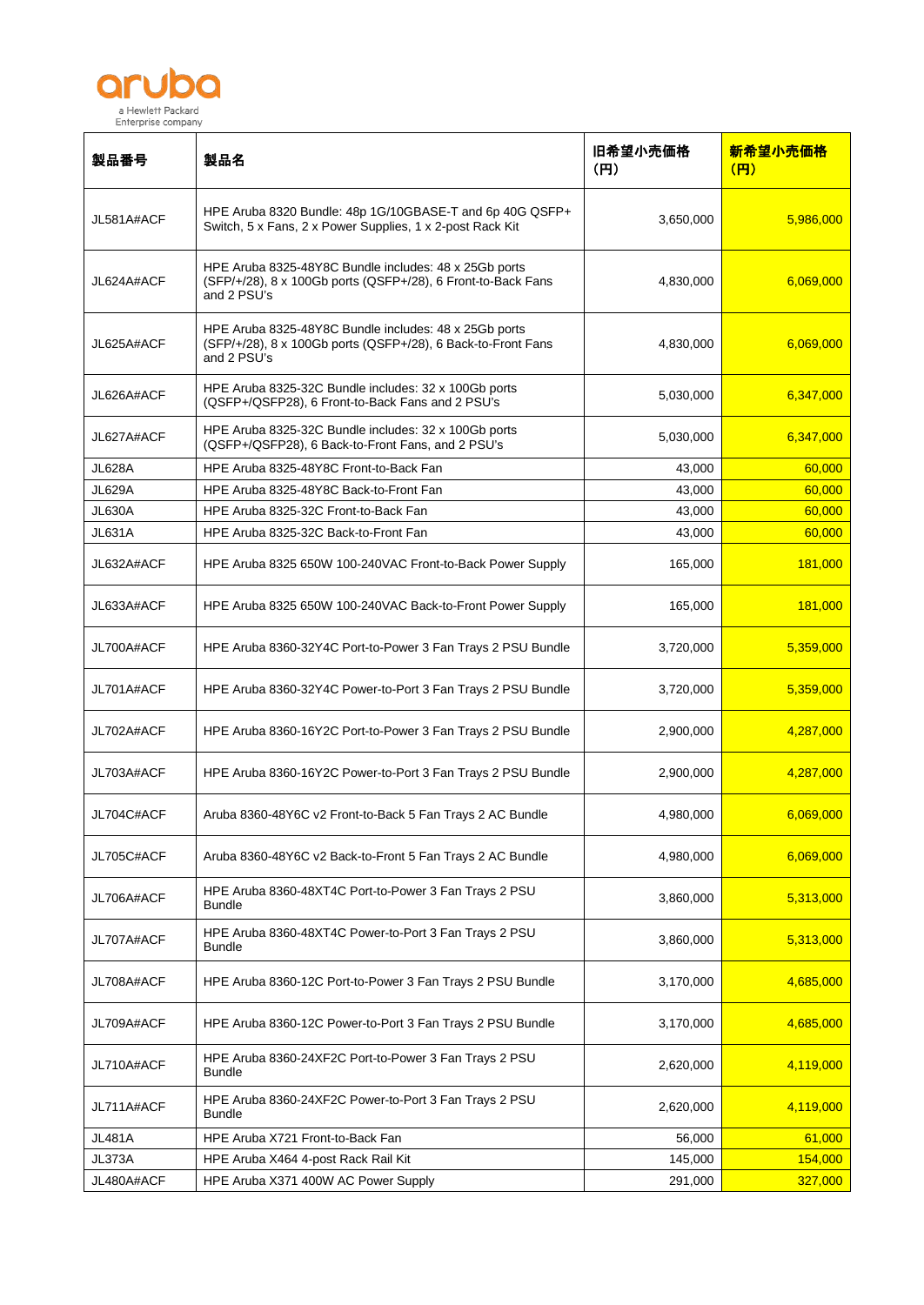| 製品番号 | 製品名 | 旧希望小売価格（円） | 新希望小売価格（円） |
| --- | --- | --- | --- |
| JL581A#ACF | HPE Aruba 8320 Bundle: 48p 1G/10GBASE-T and 6p 40G QSFP+ Switch, 5 x Fans, 2 x Power Supplies, 1 x 2-post Rack Kit | 3,650,000 | 5,986,000 |
| JL624A#ACF | HPE Aruba 8325-48Y8C Bundle includes: 48 x 25Gb ports (SFP/+/28), 8 x 100Gb ports (QSFP+/28), 6 Front-to-Back Fans and 2 PSU's | 4,830,000 | 6,069,000 |
| JL625A#ACF | HPE Aruba 8325-48Y8C Bundle includes: 48 x 25Gb ports (SFP/+/28), 8 x 100Gb ports (QSFP+/28), 6 Back-to-Front Fans and 2 PSU's | 4,830,000 | 6,069,000 |
| JL626A#ACF | HPE Aruba 8325-32C Bundle includes: 32 x 100Gb ports (QSFP+/QSFP28), 6 Front-to-Back Fans and 2 PSU's | 5,030,000 | 6,347,000 |
| JL627A#ACF | HPE Aruba 8325-32C Bundle includes: 32 x 100Gb ports (QSFP+/QSFP28), 6 Back-to-Front Fans, and 2 PSU's | 5,030,000 | 6,347,000 |
| JL628A | HPE Aruba 8325-48Y8C Front-to-Back Fan | 43,000 | 60,000 |
| JL629A | HPE Aruba 8325-48Y8C Back-to-Front Fan | 43,000 | 60,000 |
| JL630A | HPE Aruba 8325-32C Front-to-Back Fan | 43,000 | 60,000 |
| JL631A | HPE Aruba 8325-32C Back-to-Front Fan | 43,000 | 60,000 |
| JL632A#ACF | HPE Aruba 8325 650W 100-240VAC Front-to-Back Power Supply | 165,000 | 181,000 |
| JL633A#ACF | HPE Aruba 8325 650W 100-240VAC Back-to-Front Power Supply | 165,000 | 181,000 |
| JL700A#ACF | HPE Aruba 8360-32Y4C Port-to-Power 3 Fan Trays 2 PSU Bundle | 3,720,000 | 5,359,000 |
| JL701A#ACF | HPE Aruba 8360-32Y4C Power-to-Port 3 Fan Trays 2 PSU Bundle | 3,720,000 | 5,359,000 |
| JL702A#ACF | HPE Aruba 8360-16Y2C Port-to-Power 3 Fan Trays 2 PSU Bundle | 2,900,000 | 4,287,000 |
| JL703A#ACF | HPE Aruba 8360-16Y2C Power-to-Port 3 Fan Trays 2 PSU Bundle | 2,900,000 | 4,287,000 |
| JL704C#ACF | Aruba 8360-48Y6C v2 Front-to-Back 5 Fan Trays 2 AC Bundle | 4,980,000 | 6,069,000 |
| JL705C#ACF | Aruba 8360-48Y6C v2 Back-to-Front 5 Fan Trays 2 AC Bundle | 4,980,000 | 6,069,000 |
| JL706A#ACF | HPE Aruba 8360-48XT4C Port-to-Power 3 Fan Trays 2 PSU Bundle | 3,860,000 | 5,313,000 |
| JL707A#ACF | HPE Aruba 8360-48XT4C Power-to-Port 3 Fan Trays 2 PSU Bundle | 3,860,000 | 5,313,000 |
| JL708A#ACF | HPE Aruba 8360-12C Port-to-Power 3 Fan Trays 2 PSU Bundle | 3,170,000 | 4,685,000 |
| JL709A#ACF | HPE Aruba 8360-12C Power-to-Port 3 Fan Trays 2 PSU Bundle | 3,170,000 | 4,685,000 |
| JL710A#ACF | HPE Aruba 8360-24XF2C Port-to-Power 3 Fan Trays 2 PSU Bundle | 2,620,000 | 4,119,000 |
| JL711A#ACF | HPE Aruba 8360-24XF2C Power-to-Port 3 Fan Trays 2 PSU Bundle | 2,620,000 | 4,119,000 |
| JL481A | HPE Aruba X721 Front-to-Back Fan | 56,000 | 61,000 |
| JL373A | HPE Aruba X464 4-post Rack Rail Kit | 145,000 | 154,000 |
| JL480A#ACF | HPE Aruba X371 400W AC Power Supply | 291,000 | 327,000 |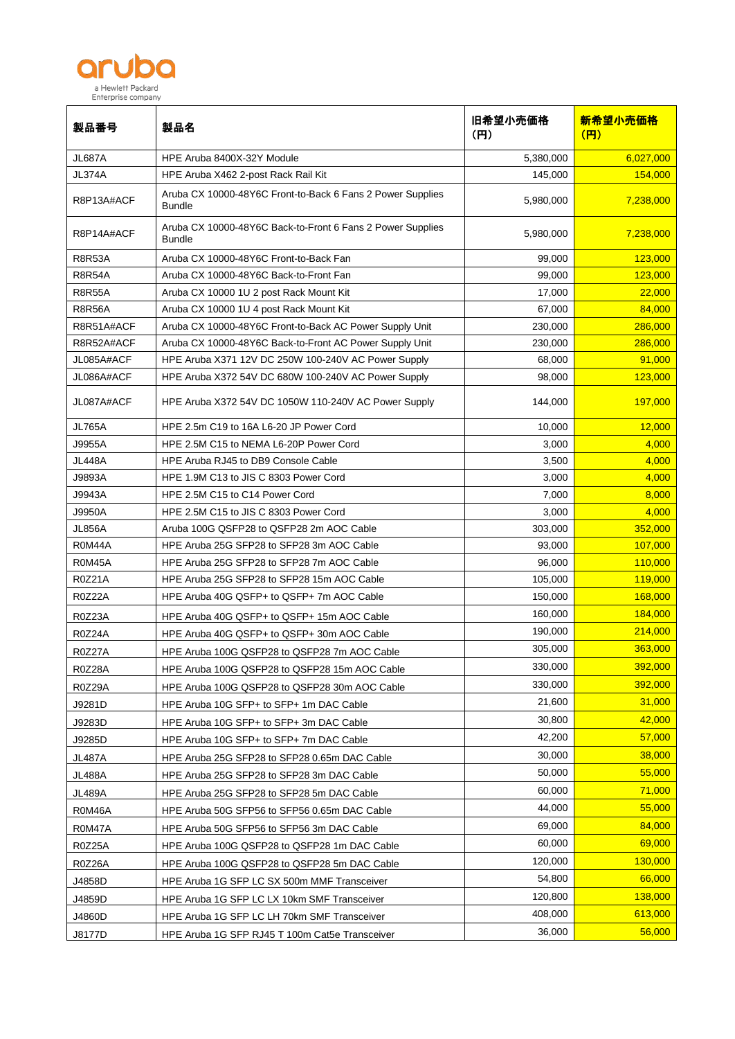| 製品番号 | 製品名 | 旧希望小売価格(円) | 新希望小売価格(円) |
|---|---|---|---|
| JL687A | HPE Aruba 8400X-32Y Module | 5,380,000 | 6,027,000 |
| JL374A | HPE Aruba X462 2-post Rack Rail Kit | 145,000 | 154,000 |
| R8P13A#ACF | Aruba CX 10000-48Y6C Front-to-Back 6 Fans 2 Power Supplies Bundle | 5,980,000 | 7,238,000 |
| R8P14A#ACF | Aruba CX 10000-48Y6C Back-to-Front 6 Fans 2 Power Supplies Bundle | 5,980,000 | 7,238,000 |
| R8R53A | Aruba CX 10000-48Y6C Front-to-Back Fan | 99,000 | 123,000 |
| R8R54A | Aruba CX 10000-48Y6C Back-to-Front Fan | 99,000 | 123,000 |
| R8R55A | Aruba CX 10000 1U 2 post Rack Mount Kit | 17,000 | 22,000 |
| R8R56A | Aruba CX 10000 1U 4 post Rack Mount Kit | 67,000 | 84,000 |
| R8R51A#ACF | Aruba CX 10000-48Y6C Front-to-Back AC Power Supply Unit | 230,000 | 286,000 |
| R8R52A#ACF | Aruba CX 10000-48Y6C Back-to-Front AC Power Supply Unit | 230,000 | 286,000 |
| JL085A#ACF | HPE Aruba X371 12V DC 250W 100-240V AC Power Supply | 68,000 | 91,000 |
| JL086A#ACF | HPE Aruba X372 54V DC 680W 100-240V AC Power Supply | 98,000 | 123,000 |
| JL087A#ACF | HPE Aruba X372 54V DC 1050W 110-240V AC Power Supply | 144,000 | 197,000 |
| JL765A | HPE 2.5m C19 to 16A L6-20 JP Power Cord | 10,000 | 12,000 |
| J9955A | HPE 2.5M C15 to NEMA L6-20P Power Cord | 3,000 | 4,000 |
| JL448A | HPE Aruba RJ45 to DB9 Console Cable | 3,500 | 4,000 |
| J9893A | HPE 1.9M C13 to JIS C 8303 Power Cord | 3,000 | 4,000 |
| J9943A | HPE 2.5M C15 to C14 Power Cord | 7,000 | 8,000 |
| J9950A | HPE 2.5M C15 to JIS C 8303 Power Cord | 3,000 | 4,000 |
| JL856A | Aruba 100G QSFP28 to QSFP28 2m AOC Cable | 303,000 | 352,000 |
| R0M44A | HPE Aruba 25G SFP28 to SFP28 3m AOC Cable | 93,000 | 107,000 |
| R0M45A | HPE Aruba 25G SFP28 to SFP28 7m AOC Cable | 96,000 | 110,000 |
| R0Z21A | HPE Aruba 25G SFP28 to SFP28 15m AOC Cable | 105,000 | 119,000 |
| R0Z22A | HPE Aruba 40G QSFP+ to QSFP+ 7m AOC Cable | 150,000 | 168,000 |
| R0Z23A | HPE Aruba 40G QSFP+ to QSFP+ 15m AOC Cable | 160,000 | 184,000 |
| R0Z24A | HPE Aruba 40G QSFP+ to QSFP+ 30m AOC Cable | 190,000 | 214,000 |
| R0Z27A | HPE Aruba 100G QSFP28 to QSFP28 7m AOC Cable | 305,000 | 363,000 |
| R0Z28A | HPE Aruba 100G QSFP28 to QSFP28 15m AOC Cable | 330,000 | 392,000 |
| R0Z29A | HPE Aruba 100G QSFP28 to QSFP28 30m AOC Cable | 330,000 | 392,000 |
| J9281D | HPE Aruba 10G SFP+ to SFP+ 1m DAC Cable | 21,600 | 31,000 |
| J9283D | HPE Aruba 10G SFP+ to SFP+ 3m DAC Cable | 30,800 | 42,000 |
| J9285D | HPE Aruba 10G SFP+ to SFP+ 7m DAC Cable | 42,200 | 57,000 |
| JL487A | HPE Aruba 25G SFP28 to SFP28 0.65m DAC Cable | 30,000 | 38,000 |
| JL488A | HPE Aruba 25G SFP28 to SFP28 3m DAC Cable | 50,000 | 55,000 |
| JL489A | HPE Aruba 25G SFP28 to SFP28 5m DAC Cable | 60,000 | 71,000 |
| R0M46A | HPE Aruba 50G SFP56 to SFP56 0.65m DAC Cable | 44,000 | 55,000 |
| R0M47A | HPE Aruba 50G SFP56 to SFP56 3m DAC Cable | 69,000 | 84,000 |
| R0Z25A | HPE Aruba 100G QSFP28 to QSFP28 1m DAC Cable | 60,000 | 69,000 |
| R0Z26A | HPE Aruba 100G QSFP28 to QSFP28 5m DAC Cable | 120,000 | 130,000 |
| J4858D | HPE Aruba 1G SFP LC SX 500m MMF Transceiver | 54,800 | 66,000 |
| J4859D | HPE Aruba 1G SFP LC LX 10km SMF Transceiver | 120,800 | 138,000 |
| J4860D | HPE Aruba 1G SFP LC LH 70km SMF Transceiver | 408,000 | 613,000 |
| J8177D | HPE Aruba 1G SFP RJ45 T 100m Cat5e Transceiver | 36,000 | 56,000 |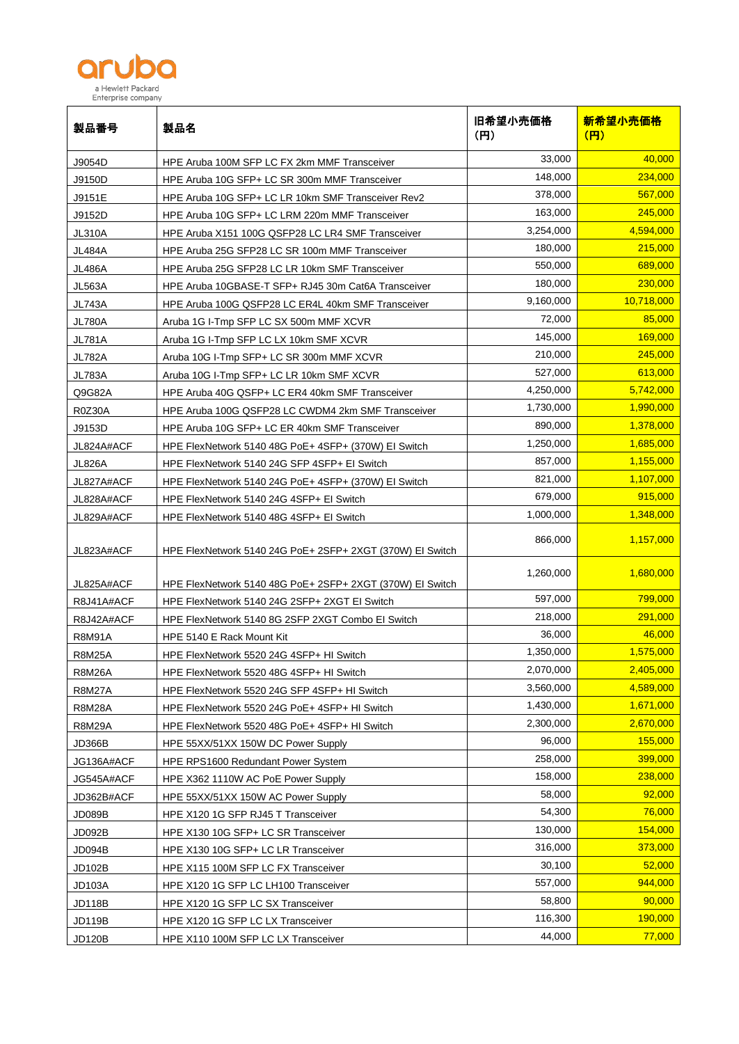| 製品番号 | 製品名 | 旧希望小売価格 (円) | 新希望小売価格 (円) |
|---|---|---|---|
| J9054D | HPE Aruba 100M SFP LC FX 2km MMF Transceiver | 33,000 | 40,000 |
| J9150D | HPE Aruba 10G SFP+ LC SR 300m MMF Transceiver | 148,000 | 234,000 |
| J9151E | HPE Aruba 10G SFP+ LC LR 10km SMF Transceiver Rev2 | 378,000 | 567,000 |
| J9152D | HPE Aruba 10G SFP+ LC LRM 220m MMF Transceiver | 163,000 | 245,000 |
| JL310A | HPE Aruba X151 100G QSFP28 LC LR4 SMF Transceiver | 3,254,000 | 4,594,000 |
| JL484A | HPE Aruba 25G SFP28 LC SR 100m MMF Transceiver | 180,000 | 215,000 |
| JL486A | HPE Aruba 25G SFP28 LC LR 10km SMF Transceiver | 550,000 | 689,000 |
| JL563A | HPE Aruba 10GBASE-T SFP+ RJ45 30m Cat6A Transceiver | 180,000 | 230,000 |
| JL743A | HPE Aruba 100G QSFP28 LC ER4L 40km SMF Transceiver | 9,160,000 | 10,718,000 |
| JL780A | Aruba 1G I-Tmp SFP LC SX 500m MMF XCVR | 72,000 | 85,000 |
| JL781A | Aruba 1G I-Tmp SFP LC LX 10km SMF XCVR | 145,000 | 169,000 |
| JL782A | Aruba 10G I-Tmp SFP+ LC SR 300m MMF XCVR | 210,000 | 245,000 |
| JL783A | Aruba 10G I-Tmp SFP+ LC LR 10km SMF XCVR | 527,000 | 613,000 |
| Q9G82A | HPE Aruba 40G QSFP+ LC ER4 40km SMF Transceiver | 4,250,000 | 5,742,000 |
| R0Z30A | HPE Aruba 100G QSFP28 LC CWDM4 2km SMF Transceiver | 1,730,000 | 1,990,000 |
| J9153D | HPE Aruba 10G SFP+ LC ER 40km SMF Transceiver | 890,000 | 1,378,000 |
| JL824A#ACF | HPE FlexNetwork 5140 48G PoE+ 4SFP+ (370W) EI Switch | 1,250,000 | 1,685,000 |
| JL826A | HPE FlexNetwork 5140 24G SFP 4SFP+ EI Switch | 857,000 | 1,155,000 |
| JL827A#ACF | HPE FlexNetwork 5140 24G PoE+ 4SFP+ (370W) EI Switch | 821,000 | 1,107,000 |
| JL828A#ACF | HPE FlexNetwork 5140 24G 4SFP+ EI Switch | 679,000 | 915,000 |
| JL829A#ACF | HPE FlexNetwork 5140 48G 4SFP+ EI Switch | 1,000,000 | 1,348,000 |
| JL823A#ACF | HPE FlexNetwork 5140 24G PoE+ 2SFP+ 2XGT (370W) EI Switch | 866,000 | 1,157,000 |
| JL825A#ACF | HPE FlexNetwork 5140 48G PoE+ 2SFP+ 2XGT (370W) EI Switch | 1,260,000 | 1,680,000 |
| R8J41A#ACF | HPE FlexNetwork 5140 24G 2SFP+ 2XGT EI Switch | 597,000 | 799,000 |
| R8J42A#ACF | HPE FlexNetwork 5140 8G 2SFP 2XGT Combo EI Switch | 218,000 | 291,000 |
| R8M91A | HPE 5140 E Rack Mount Kit | 36,000 | 46,000 |
| R8M25A | HPE FlexNetwork 5520 24G 4SFP+ HI Switch | 1,350,000 | 1,575,000 |
| R8M26A | HPE FlexNetwork 5520 48G 4SFP+ HI Switch | 2,070,000 | 2,405,000 |
| R8M27A | HPE FlexNetwork 5520 24G SFP 4SFP+ HI Switch | 3,560,000 | 4,589,000 |
| R8M28A | HPE FlexNetwork 5520 24G PoE+ 4SFP+ HI Switch | 1,430,000 | 1,671,000 |
| R8M29A | HPE FlexNetwork 5520 48G PoE+ 4SFP+ HI Switch | 2,300,000 | 2,670,000 |
| JD366B | HPE 55XX/51XX 150W DC Power Supply | 96,000 | 155,000 |
| JG136A#ACF | HPE RPS1600 Redundant Power System | 258,000 | 399,000 |
| JG545A#ACF | HPE X362 1110W AC PoE Power Supply | 158,000 | 238,000 |
| JD362B#ACF | HPE 55XX/51XX 150W AC Power Supply | 58,000 | 92,000 |
| JD089B | HPE X120 1G SFP RJ45 T Transceiver | 54,300 | 76,000 |
| JD092B | HPE X130 10G SFP+ LC SR Transceiver | 130,000 | 154,000 |
| JD094B | HPE X130 10G SFP+ LC LR Transceiver | 316,000 | 373,000 |
| JD102B | HPE X115 100M SFP LC FX Transceiver | 30,100 | 52,000 |
| JD103A | HPE X120 1G SFP LC LH100 Transceiver | 557,000 | 944,000 |
| JD118B | HPE X120 1G SFP LC SX Transceiver | 58,800 | 90,000 |
| JD119B | HPE X120 1G SFP LC LX Transceiver | 116,300 | 190,000 |
| JD120B | HPE X110 100M SFP LC LX Transceiver | 44,000 | 77,000 |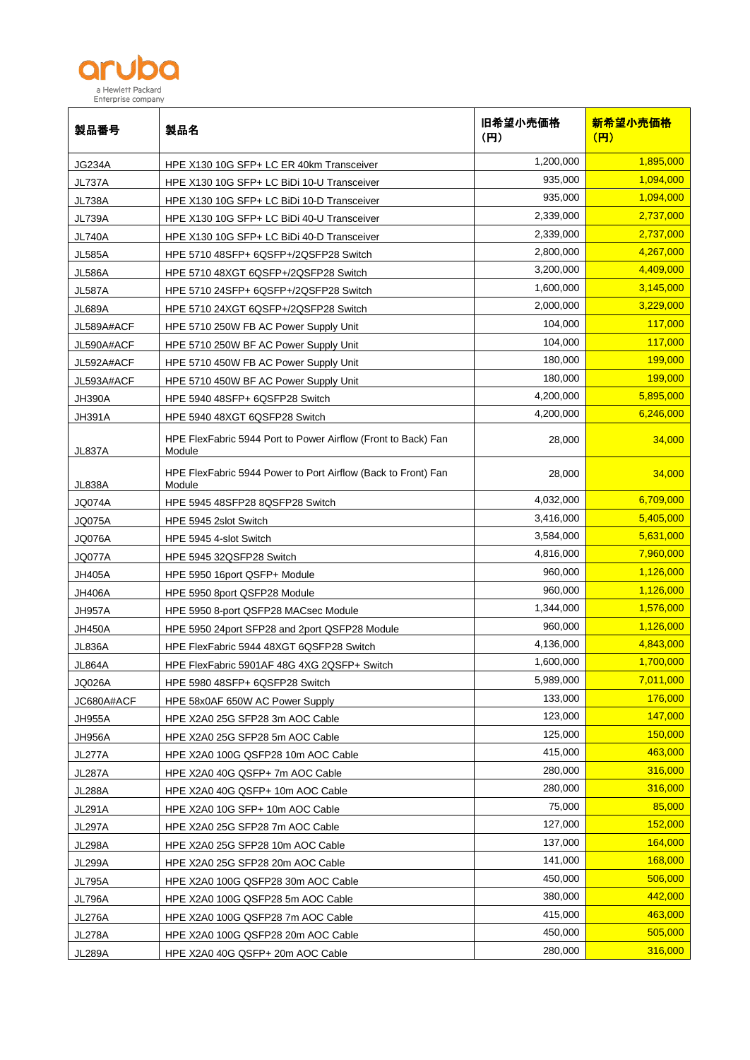| 製品番号 | 製品名 | 旧希望小売価格（円） | 新希望小売価格（円） |
|---|---|---|---|
| JG234A | HPE X130 10G SFP+ LC ER 40km Transceiver | 1,200,000 | 1,895,000 |
| JL737A | HPE X130 10G SFP+ LC BiDi 10-U Transceiver | 935,000 | 1,094,000 |
| JL738A | HPE X130 10G SFP+ LC BiDi 10-D Transceiver | 935,000 | 1,094,000 |
| JL739A | HPE X130 10G SFP+ LC BiDi 40-U Transceiver | 2,339,000 | 2,737,000 |
| JL740A | HPE X130 10G SFP+ LC BiDi 40-D Transceiver | 2,339,000 | 2,737,000 |
| JL585A | HPE 5710 48SFP+ 6QSFP+/2QSFP28 Switch | 2,800,000 | 4,267,000 |
| JL586A | HPE 5710 48XGT 6QSFP+/2QSFP28 Switch | 3,200,000 | 4,409,000 |
| JL587A | HPE 5710 24SFP+ 6QSFP+/2QSFP28 Switch | 1,600,000 | 3,145,000 |
| JL689A | HPE 5710 24XGT 6QSFP+/2QSFP28 Switch | 2,000,000 | 3,229,000 |
| JL589A#ACF | HPE 5710 250W FB AC Power Supply Unit | 104,000 | 117,000 |
| JL590A#ACF | HPE 5710 250W BF AC Power Supply Unit | 104,000 | 117,000 |
| JL592A#ACF | HPE 5710 450W FB AC Power Supply Unit | 180,000 | 199,000 |
| JL593A#ACF | HPE 5710 450W BF AC Power Supply Unit | 180,000 | 199,000 |
| JH390A | HPE 5940 48SFP+ 6QSFP28 Switch | 4,200,000 | 5,895,000 |
| JH391A | HPE 5940 48XGT 6QSFP28 Switch | 4,200,000 | 6,246,000 |
| JL837A | HPE FlexFabric 5944 Port to Power Airflow (Front to Back) Fan Module | 28,000 | 34,000 |
| JL838A | HPE FlexFabric 5944 Power to Port Airflow (Back to Front) Fan Module | 28,000 | 34,000 |
| JQ074A | HPE 5945 48SFP28 8QSFP28 Switch | 4,032,000 | 6,709,000 |
| JQ075A | HPE 5945 2slot Switch | 3,416,000 | 5,405,000 |
| JQ076A | HPE 5945 4-slot Switch | 3,584,000 | 5,631,000 |
| JQ077A | HPE 5945 32QSFP28 Switch | 4,816,000 | 7,960,000 |
| JH405A | HPE 5950 16port QSFP+ Module | 960,000 | 1,126,000 |
| JH406A | HPE 5950 8port QSFP28 Module | 960,000 | 1,126,000 |
| JH957A | HPE 5950 8-port QSFP28 MACsec Module | 1,344,000 | 1,576,000 |
| JH450A | HPE 5950 24port SFP28 and 2port QSFP28 Module | 960,000 | 1,126,000 |
| JL836A | HPE FlexFabric 5944 48XGT 6QSFP28 Switch | 4,136,000 | 4,843,000 |
| JL864A | HPE FlexFabric 5901AF 48G 4XG 2QSFP+ Switch | 1,600,000 | 1,700,000 |
| JQ026A | HPE 5980 48SFP+ 6QSFP28 Switch | 5,989,000 | 7,011,000 |
| JC680A#ACF | HPE 58x0AF 650W AC Power Supply | 133,000 | 176,000 |
| JH955A | HPE X2A0 25G SFP28 3m AOC Cable | 123,000 | 147,000 |
| JH956A | HPE X2A0 25G SFP28 5m AOC Cable | 125,000 | 150,000 |
| JL277A | HPE X2A0 100G QSFP28 10m AOC Cable | 415,000 | 463,000 |
| JL287A | HPE X2A0 40G QSFP+ 7m AOC Cable | 280,000 | 316,000 |
| JL288A | HPE X2A0 40G QSFP+ 10m AOC Cable | 280,000 | 316,000 |
| JL291A | HPE X2A0 10G SFP+ 10m AOC Cable | 75,000 | 85,000 |
| JL297A | HPE X2A0 25G SFP28 7m AOC Cable | 127,000 | 152,000 |
| JL298A | HPE X2A0 25G SFP28 10m AOC Cable | 137,000 | 164,000 |
| JL299A | HPE X2A0 25G SFP28 20m AOC Cable | 141,000 | 168,000 |
| JL795A | HPE X2A0 100G QSFP28 30m AOC Cable | 450,000 | 506,000 |
| JL796A | HPE X2A0 100G QSFP28 5m AOC Cable | 380,000 | 442,000 |
| JL276A | HPE X2A0 100G QSFP28 7m AOC Cable | 415,000 | 463,000 |
| JL278A | HPE X2A0 100G QSFP28 20m AOC Cable | 450,000 | 505,000 |
| JL289A | HPE X2A0 40G QSFP+ 20m AOC Cable | 280,000 | 316,000 |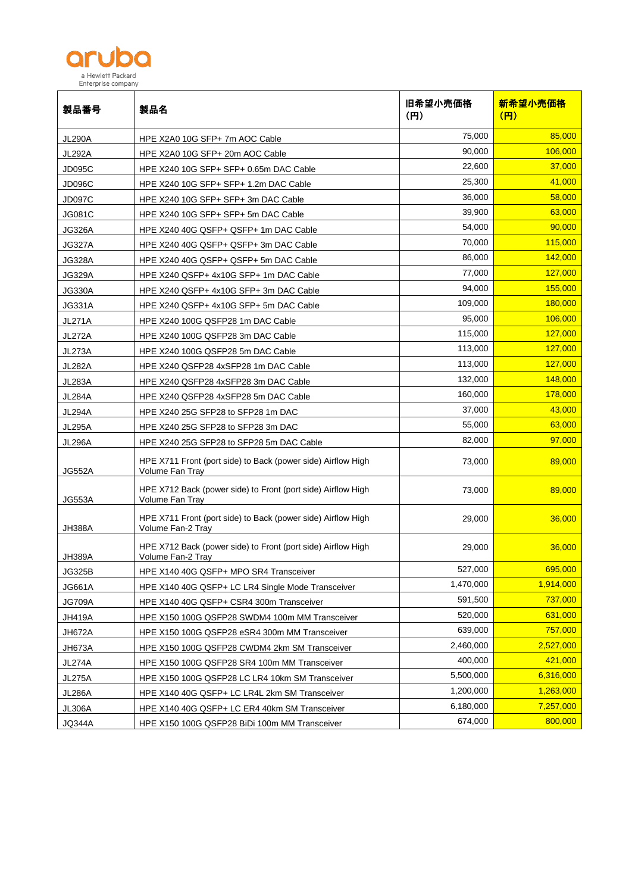| 製品番号 | 製品名 | 旧希望小売価格 (円) | 新希望小売価格 (円) |
|---|---|---|---|
| JL290A | HPE X2A0 10G SFP+ 7m AOC Cable | 75,000 | 85,000 |
| JL292A | HPE X2A0 10G SFP+ 20m AOC Cable | 90,000 | 106,000 |
| JD095C | HPE X240 10G SFP+ SFP+ 0.65m DAC Cable | 22,600 | 37,000 |
| JD096C | HPE X240 10G SFP+ SFP+ 1.2m DAC Cable | 25,300 | 41,000 |
| JD097C | HPE X240 10G SFP+ SFP+ 3m DAC Cable | 36,000 | 58,000 |
| JG081C | HPE X240 10G SFP+ SFP+ 5m DAC Cable | 39,900 | 63,000 |
| JG326A | HPE X240 40G QSFP+ QSFP+ 1m DAC Cable | 54,000 | 90,000 |
| JG327A | HPE X240 40G QSFP+ QSFP+ 3m DAC Cable | 70,000 | 115,000 |
| JG328A | HPE X240 40G QSFP+ QSFP+ 5m DAC Cable | 86,000 | 142,000 |
| JG329A | HPE X240 QSFP+ 4x10G SFP+ 1m DAC Cable | 77,000 | 127,000 |
| JG330A | HPE X240 QSFP+ 4x10G SFP+ 3m DAC Cable | 94,000 | 155,000 |
| JG331A | HPE X240 QSFP+ 4x10G SFP+ 5m DAC Cable | 109,000 | 180,000 |
| JL271A | HPE X240 100G QSFP28 1m DAC Cable | 95,000 | 106,000 |
| JL272A | HPE X240 100G QSFP28 3m DAC Cable | 115,000 | 127,000 |
| JL273A | HPE X240 100G QSFP28 5m DAC Cable | 113,000 | 127,000 |
| JL282A | HPE X240 QSFP28 4xSFP28 1m DAC Cable | 113,000 | 127,000 |
| JL283A | HPE X240 QSFP28 4xSFP28 3m DAC Cable | 132,000 | 148,000 |
| JL284A | HPE X240 QSFP28 4xSFP28 5m DAC Cable | 160,000 | 178,000 |
| JL294A | HPE X240 25G SFP28 to SFP28 1m DAC | 37,000 | 43,000 |
| JL295A | HPE X240 25G SFP28 to SFP28 3m DAC | 55,000 | 63,000 |
| JL296A | HPE X240 25G SFP28 to SFP28 5m DAC Cable | 82,000 | 97,000 |
| JG552A | HPE X711 Front (port side) to Back (power side) Airflow High Volume Fan Tray | 73,000 | 89,000 |
| JG553A | HPE X712 Back (power side) to Front (port side) Airflow High Volume Fan Tray | 73,000 | 89,000 |
| JH388A | HPE X711 Front (port side) to Back (power side) Airflow High Volume Fan-2 Tray | 29,000 | 36,000 |
| JH389A | HPE X712 Back (power side) to Front (port side) Airflow High Volume Fan-2 Tray | 29,000 | 36,000 |
| JG325B | HPE X140 40G QSFP+ MPO SR4 Transceiver | 527,000 | 695,000 |
| JG661A | HPE X140 40G QSFP+ LC LR4 Single Mode Transceiver | 1,470,000 | 1,914,000 |
| JG709A | HPE X140 40G QSFP+ CSR4 300m Transceiver | 591,500 | 737,000 |
| JH419A | HPE X150 100G QSFP28 SWDM4 100m MM Transceiver | 520,000 | 631,000 |
| JH672A | HPE X150 100G QSFP28 eSR4 300m MM Transceiver | 639,000 | 757,000 |
| JH673A | HPE X150 100G QSFP28 CWDM4 2km SM Transceiver | 2,460,000 | 2,527,000 |
| JL274A | HPE X150 100G QSFP28 SR4 100m MM Transceiver | 400,000 | 421,000 |
| JL275A | HPE X150 100G QSFP28 LC LR4 10km SM Transceiver | 5,500,000 | 6,316,000 |
| JL286A | HPE X140 40G QSFP+ LC LR4L 2km SM Transceiver | 1,200,000 | 1,263,000 |
| JL306A | HPE X140 40G QSFP+ LC ER4 40km SM Transceiver | 6,180,000 | 7,257,000 |
| JQ344A | HPE X150 100G QSFP28 BiDi 100m MM Transceiver | 674,000 | 800,000 |